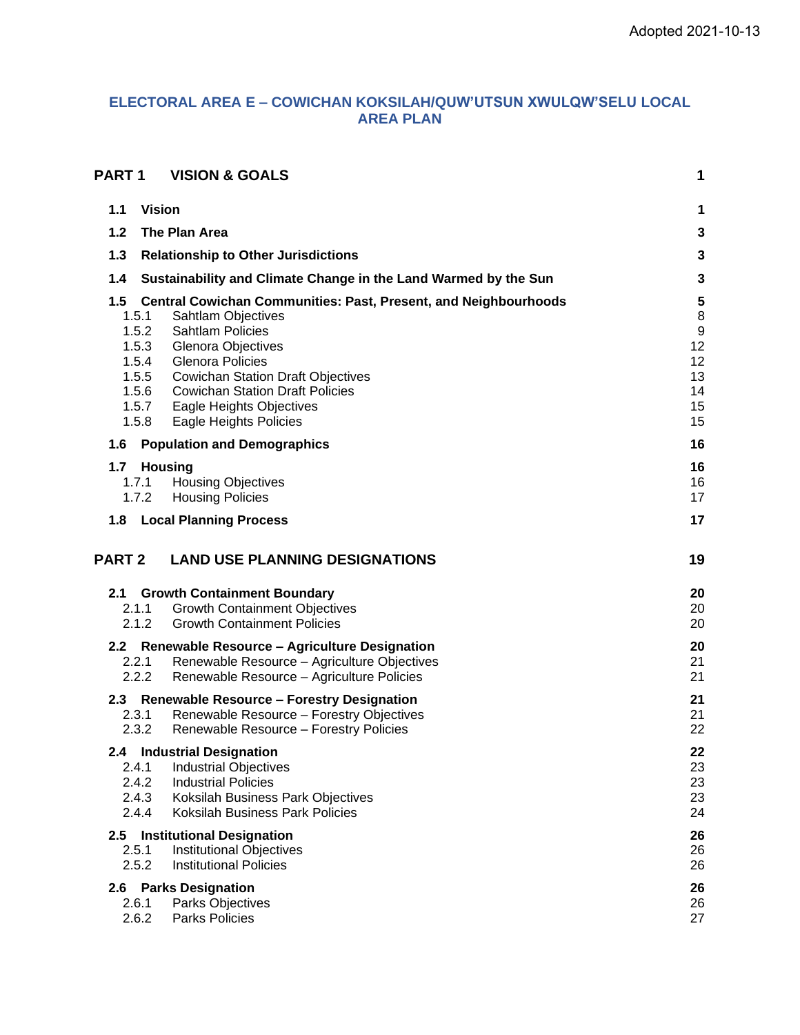Adopted 2021-10-13

# ELECTORAL AREA E – COWICHAN KOKSILAH/QUW'UTSUN XWULQW'SELU LOCAL AREA PLAN

| | | |
|---|---|---|
| **PART 1** | **VISION & GOALS** | **1** |
| **1.1** | **Vision** | **1** |
| **1.2** | **The Plan Area** | **3** |
| **1.3** | **Relationship to Other Jurisdictions** | **3** |
| **1.4** | **Sustainability and Climate Change in the Land Warmed by the Sun** | **3** |
| **1.5** | **Central Cowichan Communities: Past, Present, and Neighbourhoods** | **5** |
| 1.5.1 | Sahtlam Objectives | 8 |
| 1.5.2 | Sahtlam Policies | 9 |
| 1.5.3 | Glenora Objectives | 12 |
| 1.5.4 | Glenora Policies | 12 |
| 1.5.5 | Cowichan Station Draft Objectives | 13 |
| 1.5.6 | Cowichan Station Draft Policies | 14 |
| 1.5.7 | Eagle Heights Objectives | 15 |
| 1.5.8 | Eagle Heights Policies | 15 |
| **1.6** | **Population and Demographics** | **16** |
| **1.7** | **Housing** | **16** |
| 1.7.1 | Housing Objectives | 16 |
| 1.7.2 | Housing Policies | 17 |
| **1.8** | **Local Planning Process** | **17** |
| **PART 2** | **LAND USE PLANNING DESIGNATIONS** | **19** |
| **2.1** | **Growth Containment Boundary** | **20** |
| 2.1.1 | Growth Containment Objectives | 20 |
| 2.1.2 | Growth Containment Policies | 20 |
| **2.2** | **Renewable Resource – Agriculture Designation** | **20** |
| 2.2.1 | Renewable Resource – Agriculture Objectives | 21 |
| 2.2.2 | Renewable Resource – Agriculture Policies | 21 |
| **2.3** | **Renewable Resource – Forestry Designation** | **21** |
| 2.3.1 | Renewable Resource – Forestry Objectives | 21 |
| 2.3.2 | Renewable Resource – Forestry Policies | 22 |
| **2.4** | **Industrial Designation** | **22** |
| 2.4.1 | Industrial Objectives | 23 |
| 2.4.2 | Industrial Policies | 23 |
| 2.4.3 | Koksilah Business Park Objectives | 23 |
| 2.4.4 | Koksilah Business Park Policies | 24 |
| **2.5** | **Institutional Designation** | **26** |
| 2.5.1 | Institutional Objectives | 26 |
| 2.5.2 | Institutional Policies | 26 |
| **2.6** | **Parks Designation** | **26** |
| 2.6.1 | Parks Objectives | 26 |
| 2.6.2 | Parks Policies | 27 |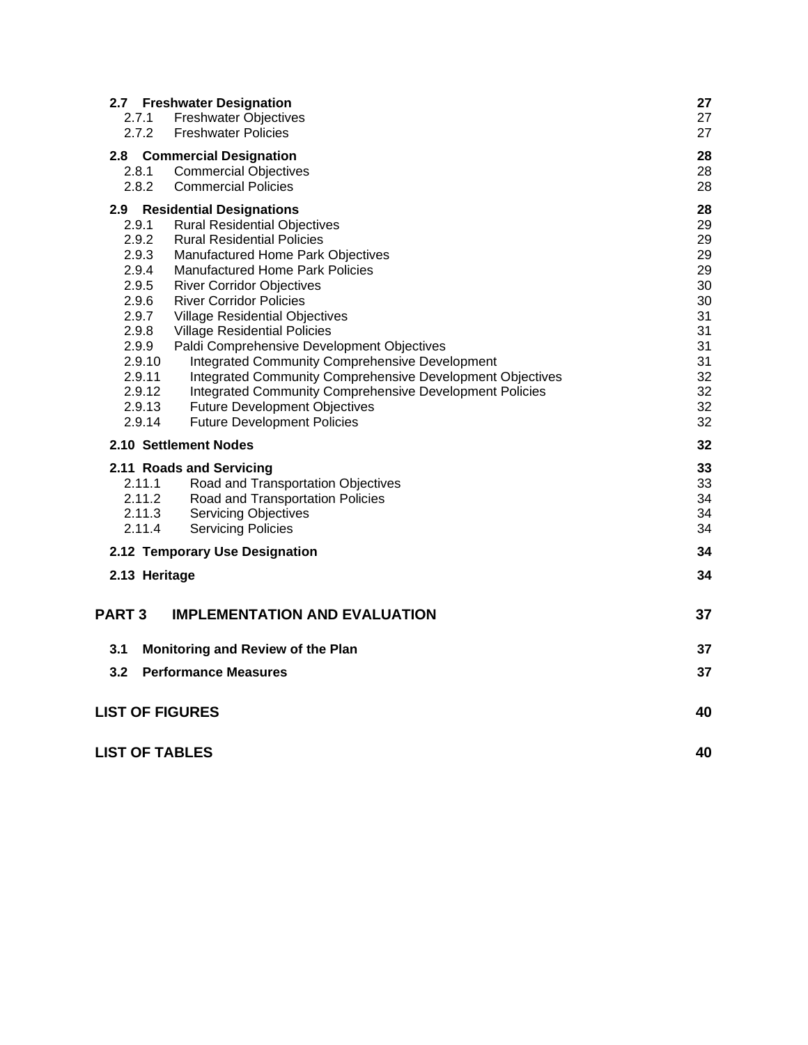| | | |
|---|---|---|
| **2.7** | **Freshwater Designation** | **27** |
| 2.7.1 | Freshwater Objectives | 27 |
| 2.7.2 | Freshwater Policies | 27 |
| **2.8** | **Commercial Designation** | **28** |
| 2.8.1 | Commercial Objectives | 28 |
| 2.8.2 | Commercial Policies | 28 |
| **2.9** | **Residential Designations** | **28** |
| 2.9.1 | Rural Residential Objectives | 29 |
| 2.9.2 | Rural Residential Policies | 29 |
| 2.9.3 | Manufactured Home Park Objectives | 29 |
| 2.9.4 | Manufactured Home Park Policies | 29 |
| 2.9.5 | River Corridor Objectives | 30 |
| 2.9.6 | River Corridor Policies | 30 |
| 2.9.7 | Village Residential Objectives | 31 |
| 2.9.8 | Village Residential Policies | 31 |
| 2.9.9 | Paldi Comprehensive Development Objectives | 31 |
| 2.9.10 | Integrated Community Comprehensive Development | 31 |
| 2.9.11 | Integrated Community Comprehensive Development Objectives | 32 |
| 2.9.12 | Integrated Community Comprehensive Development Policies | 32 |
| 2.9.13 | Future Development Objectives | 32 |
| 2.9.14 | Future Development Policies | 32 |
| **2.10** | **Settlement Nodes** | **32** |
| **2.11** | **Roads and Servicing** | **33** |
| 2.11.1 | Road and Transportation Objectives | 33 |
| 2.11.2 | Road and Transportation Policies | 34 |
| 2.11.3 | Servicing Objectives | 34 |
| 2.11.4 | Servicing Policies | 34 |
| **2.12** | **Temporary Use Designation** | **34** |
| **2.13** | **Heritage** | **34** |
| **PART 3** | **IMPLEMENTATION AND EVALUATION** | **37** |
| **3.1** | **Monitoring and Review of the Plan** | **37** |
| **3.2** | **Performance Measures** | **37** |
| **LIST OF FIGURES** | | **40** |
| **LIST OF TABLES** | | **40** |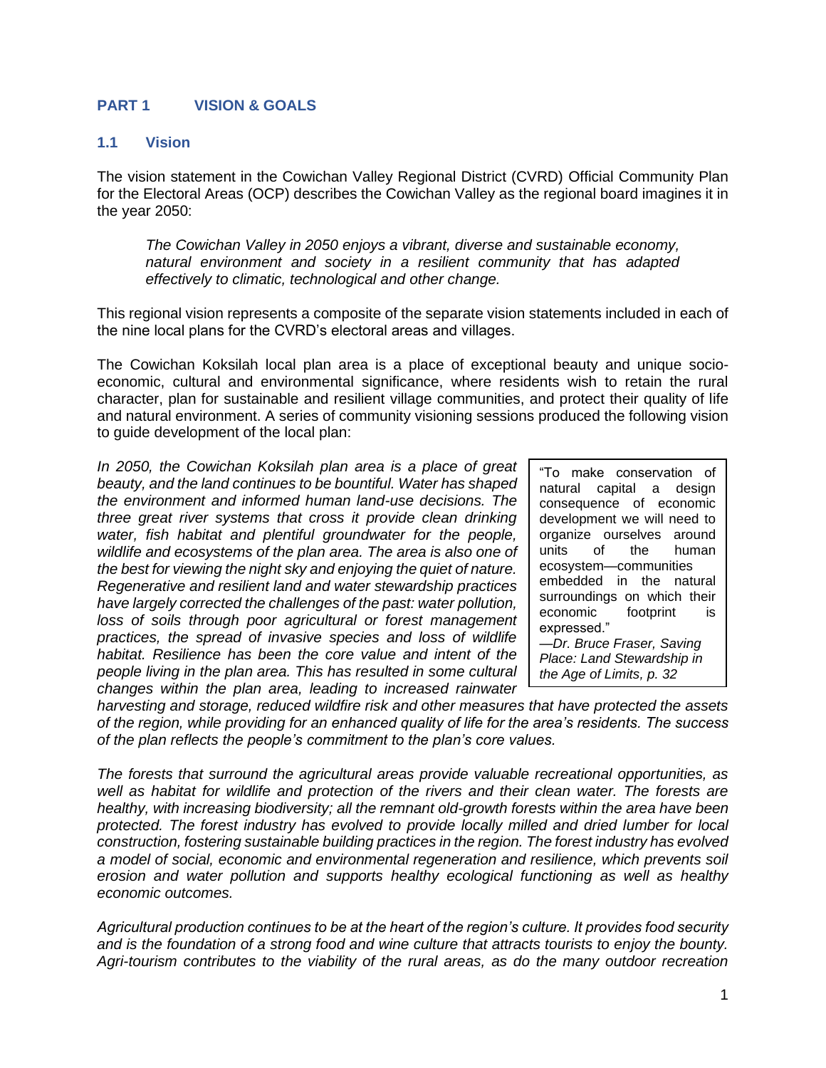## PART 1 VISION & GOALS

### 1.1 Vision

The vision statement in the Cowichan Valley Regional District (CVRD) Official Community Plan for the Electoral Areas (OCP) describes the Cowichan Valley as the regional board imagines it in the year 2050:

> *The Cowichan Valley in 2050 enjoys a vibrant, diverse and sustainable economy, natural environment and society in a resilient community that has adapted effectively to climatic, technological and other change.*

This regional vision represents a composite of the separate vision statements included in each of the nine local plans for the CVRD's electoral areas and villages.

The Cowichan Koksilah local plan area is a place of exceptional beauty and unique socio-economic, cultural and environmental significance, where residents wish to retain the rural character, plan for sustainable and resilient village communities, and protect their quality of life and natural environment. A series of community visioning sessions produced the following vision to guide development of the local plan:

> "To make conservation of natural capital a design consequence of economic development we will need to organize ourselves around units of the human ecosystem—communities embedded in the natural surroundings on which their economic footprint is expressed."
> *—Dr. Bruce Fraser, Saving Place: Land Stewardship in the Age of Limits, p. 32*

*In 2050, the Cowichan Koksilah plan area is a place of great beauty, and the land continues to be bountiful. Water has shaped the environment and informed human land-use decisions. The three great river systems that cross it provide clean drinking water, fish habitat and plentiful groundwater for the people, wildlife and ecosystems of the plan area. The area is also one of the best for viewing the night sky and enjoying the quiet of nature. Regenerative and resilient land and water stewardship practices have largely corrected the challenges of the past: water pollution, loss of soils through poor agricultural or forest management practices, the spread of invasive species and loss of wildlife habitat. Resilience has been the core value and intent of the people living in the plan area. This has resulted in some cultural changes within the plan area, leading to increased rainwater harvesting and storage, reduced wildfire risk and other measures that have protected the assets of the region, while providing for an enhanced quality of life for the area's residents. The success of the plan reflects the people's commitment to the plan's core values.*

*The forests that surround the agricultural areas provide valuable recreational opportunities, as well as habitat for wildlife and protection of the rivers and their clean water. The forests are healthy, with increasing biodiversity; all the remnant old-growth forests within the area have been protected. The forest industry has evolved to provide locally milled and dried lumber for local construction, fostering sustainable building practices in the region. The forest industry has evolved a model of social, economic and environmental regeneration and resilience, which prevents soil erosion and water pollution and supports healthy ecological functioning as well as healthy economic outcomes.*

*Agricultural production continues to be at the heart of the region's culture. It provides food security and is the foundation of a strong food and wine culture that attracts tourists to enjoy the bounty. Agri-tourism contributes to the viability of the rural areas, as do the many outdoor recreation*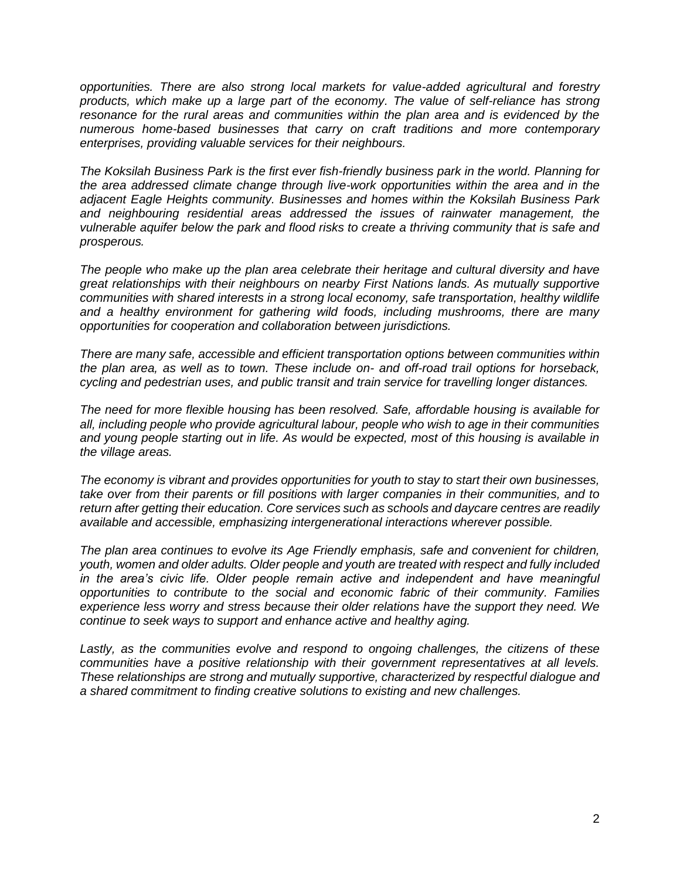*opportunities. There are also strong local markets for value-added agricultural and forestry products, which make up a large part of the economy. The value of self-reliance has strong resonance for the rural areas and communities within the plan area and is evidenced by the numerous home-based businesses that carry on craft traditions and more contemporary enterprises, providing valuable services for their neighbours.*

*The Koksilah Business Park is the first ever fish-friendly business park in the world. Planning for the area addressed climate change through live-work opportunities within the area and in the adjacent Eagle Heights community. Businesses and homes within the Koksilah Business Park and neighbouring residential areas addressed the issues of rainwater management, the vulnerable aquifer below the park and flood risks to create a thriving community that is safe and prosperous.*

*The people who make up the plan area celebrate their heritage and cultural diversity and have great relationships with their neighbours on nearby First Nations lands. As mutually supportive communities with shared interests in a strong local economy, safe transportation, healthy wildlife and a healthy environment for gathering wild foods, including mushrooms, there are many opportunities for cooperation and collaboration between jurisdictions.*

*There are many safe, accessible and efficient transportation options between communities within the plan area, as well as to town. These include on- and off-road trail options for horseback, cycling and pedestrian uses, and public transit and train service for travelling longer distances.*

*The need for more flexible housing has been resolved. Safe, affordable housing is available for all, including people who provide agricultural labour, people who wish to age in their communities and young people starting out in life. As would be expected, most of this housing is available in the village areas.*

*The economy is vibrant and provides opportunities for youth to stay to start their own businesses, take over from their parents or fill positions with larger companies in their communities, and to return after getting their education. Core services such as schools and daycare centres are readily available and accessible, emphasizing intergenerational interactions wherever possible.*

*The plan area continues to evolve its Age Friendly emphasis, safe and convenient for children, youth, women and older adults. Older people and youth are treated with respect and fully included in the area's civic life. Older people remain active and independent and have meaningful opportunities to contribute to the social and economic fabric of their community. Families experience less worry and stress because their older relations have the support they need. We continue to seek ways to support and enhance active and healthy aging.*

*Lastly, as the communities evolve and respond to ongoing challenges, the citizens of these communities have a positive relationship with their government representatives at all levels. These relationships are strong and mutually supportive, characterized by respectful dialogue and a shared commitment to finding creative solutions to existing and new challenges.*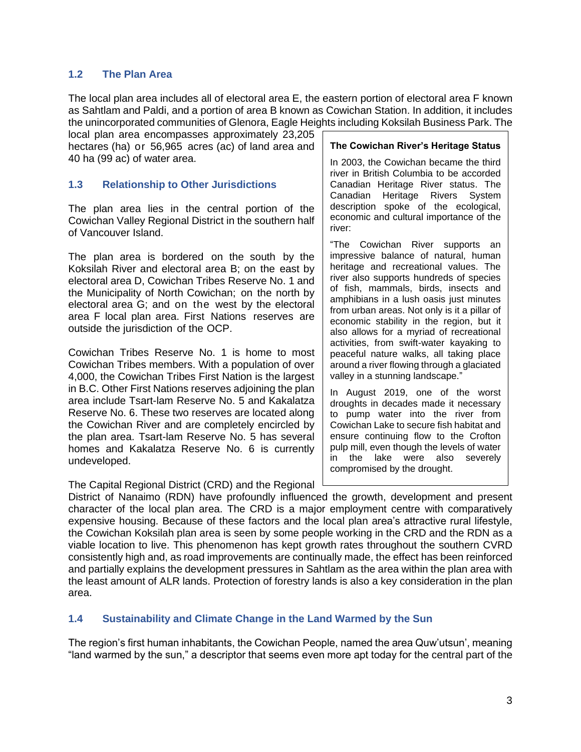## 1.2 The Plan Area

The local plan area includes all of electoral area E, the eastern portion of electoral area F known as Sahtlam and Paldi, and a portion of area B known as Cowichan Station. In addition, it includes the unincorporated communities of Glenora, Eagle Heights including Koksilah Business Park. The local plan area encompasses approximately 23,205 hectares (ha) or 56,965 acres (ac) of land area and 40 ha (99 ac) of water area.

## 1.3 Relationship to Other Jurisdictions

The plan area lies in the central portion of the Cowichan Valley Regional District in the southern half of Vancouver Island.

The plan area is bordered on the south by the Koksilah River and electoral area B; on the east by electoral area D, Cowichan Tribes Reserve No. 1 and the Municipality of North Cowichan; on the north by electoral area G; and on the west by the electoral area F local plan area. First Nations reserves are outside the jurisdiction of the OCP.

Cowichan Tribes Reserve No. 1 is home to most Cowichan Tribes members. With a population of over 4,000, the Cowichan Tribes First Nation is the largest in B.C. Other First Nations reserves adjoining the plan area include Tsart-lam Reserve No. 5 and Kakalatza Reserve No. 6. These two reserves are located along the Cowichan River and are completely encircled by the plan area. Tsart-lam Reserve No. 5 has several homes and Kakalatza Reserve No. 6 is currently undeveloped.

The Capital Regional District (CRD) and the Regional District of Nanaimo (RDN) have profoundly influenced the growth, development and present character of the local plan area. The CRD is a major employment centre with comparatively expensive housing. Because of these factors and the local plan area's attractive rural lifestyle, the Cowichan Koksilah plan area is seen by some people working in the CRD and the RDN as a viable location to live. This phenomenon has kept growth rates throughout the southern CVRD consistently high and, as road improvements are continually made, the effect has been reinforced and partially explains the development pressures in Sahtlam as the area within the plan area with the least amount of ALR lands. Protection of forestry lands is also a key consideration in the plan area.

> **The Cowichan River's Heritage Status**
>
> In 2003, the Cowichan became the third river in British Columbia to be accorded Canadian Heritage River status. The Canadian Heritage Rivers System description spoke of the ecological, economic and cultural importance of the river:
>
> "The Cowichan River supports an impressive balance of natural, human heritage and recreational values. The river also supports hundreds of species of fish, mammals, birds, insects and amphibians in a lush oasis just minutes from urban areas. Not only is it a pillar of economic stability in the region, but it also allows for a myriad of recreational activities, from swift-water kayaking to peaceful nature walks, all taking place around a river flowing through a glaciated valley in a stunning landscape."
>
> In August 2019, one of the worst droughts in decades made it necessary to pump water into the river from Cowichan Lake to secure fish habitat and ensure continuing flow to the Crofton pulp mill, even though the levels of water in the lake were also severely compromised by the drought.

## 1.4 Sustainability and Climate Change in the Land Warmed by the Sun

The region's first human inhabitants, the Cowichan People, named the area Quw'utsun', meaning "land warmed by the sun," a descriptor that seems even more apt today for the central part of the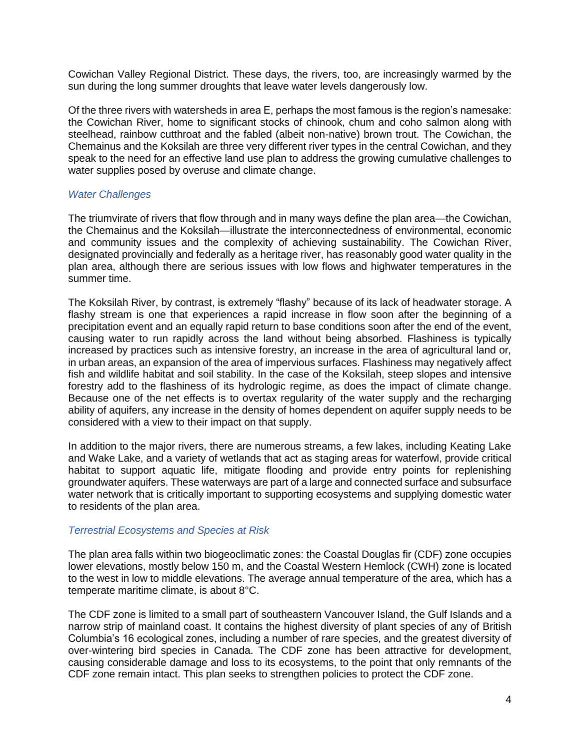Cowichan Valley Regional District. These days, the rivers, too, are increasingly warmed by the sun during the long summer droughts that leave water levels dangerously low.

Of the three rivers with watersheds in area E, perhaps the most famous is the region's namesake: the Cowichan River, home to significant stocks of chinook, chum and coho salmon along with steelhead, rainbow cutthroat and the fabled (albeit non-native) brown trout. The Cowichan, the Chemainus and the Koksilah are three very different river types in the central Cowichan, and they speak to the need for an effective land use plan to address the growing cumulative challenges to water supplies posed by overuse and climate change.

### *Water Challenges*

The triumvirate of rivers that flow through and in many ways define the plan area—the Cowichan, the Chemainus and the Koksilah—illustrate the interconnectedness of environmental, economic and community issues and the complexity of achieving sustainability. The Cowichan River, designated provincially and federally as a heritage river, has reasonably good water quality in the plan area, although there are serious issues with low flows and highwater temperatures in the summer time.

The Koksilah River, by contrast, is extremely "flashy" because of its lack of headwater storage. A flashy stream is one that experiences a rapid increase in flow soon after the beginning of a precipitation event and an equally rapid return to base conditions soon after the end of the event, causing water to run rapidly across the land without being absorbed. Flashiness is typically increased by practices such as intensive forestry, an increase in the area of agricultural land or, in urban areas, an expansion of the area of impervious surfaces. Flashiness may negatively affect fish and wildlife habitat and soil stability. In the case of the Koksilah, steep slopes and intensive forestry add to the flashiness of its hydrologic regime, as does the impact of climate change. Because one of the net effects is to overtax regularity of the water supply and the recharging ability of aquifers, any increase in the density of homes dependent on aquifer supply needs to be considered with a view to their impact on that supply.

In addition to the major rivers, there are numerous streams, a few lakes, including Keating Lake and Wake Lake, and a variety of wetlands that act as staging areas for waterfowl, provide critical habitat to support aquatic life, mitigate flooding and provide entry points for replenishing groundwater aquifers. These waterways are part of a large and connected surface and subsurface water network that is critically important to supporting ecosystems and supplying domestic water to residents of the plan area.

### *Terrestrial Ecosystems and Species at Risk*

The plan area falls within two biogeoclimatic zones: the Coastal Douglas fir (CDF) zone occupies lower elevations, mostly below 150 m, and the Coastal Western Hemlock (CWH) zone is located to the west in low to middle elevations. The average annual temperature of the area, which has a temperate maritime climate, is about 8°C.

The CDF zone is limited to a small part of southeastern Vancouver Island, the Gulf Islands and a narrow strip of mainland coast. It contains the highest diversity of plant species of any of British Columbia's 16 ecological zones, including a number of rare species, and the greatest diversity of over-wintering bird species in Canada. The CDF zone has been attractive for development, causing considerable damage and loss to its ecosystems, to the point that only remnants of the CDF zone remain intact. This plan seeks to strengthen policies to protect the CDF zone.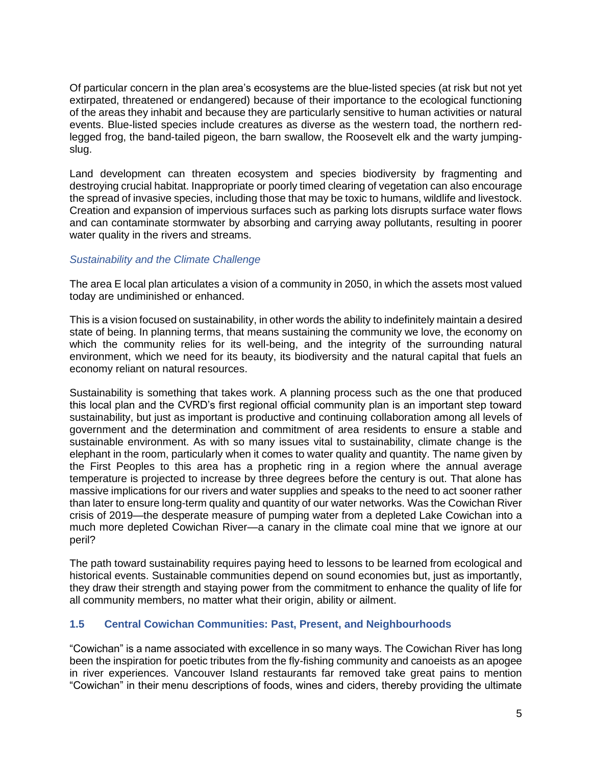Of particular concern in the plan area's ecosystems are the blue-listed species (at risk but not yet extirpated, threatened or endangered) because of their importance to the ecological functioning of the areas they inhabit and because they are particularly sensitive to human activities or natural events. Blue-listed species include creatures as diverse as the western toad, the northern red-legged frog, the band-tailed pigeon, the barn swallow, the Roosevelt elk and the warty jumping-slug.

Land development can threaten ecosystem and species biodiversity by fragmenting and destroying crucial habitat. Inappropriate or poorly timed clearing of vegetation can also encourage the spread of invasive species, including those that may be toxic to humans, wildlife and livestock. Creation and expansion of impervious surfaces such as parking lots disrupts surface water flows and can contaminate stormwater by absorbing and carrying away pollutants, resulting in poorer water quality in the rivers and streams.

*Sustainability and the Climate Challenge*

The area E local plan articulates a vision of a community in 2050, in which the assets most valued today are undiminished or enhanced.

This is a vision focused on sustainability, in other words the ability to indefinitely maintain a desired state of being. In planning terms, that means sustaining the community we love, the economy on which the community relies for its well-being, and the integrity of the surrounding natural environment, which we need for its beauty, its biodiversity and the natural capital that fuels an economy reliant on natural resources.

Sustainability is something that takes work. A planning process such as the one that produced this local plan and the CVRD's first regional official community plan is an important step toward sustainability, but just as important is productive and continuing collaboration among all levels of government and the determination and commitment of area residents to ensure a stable and sustainable environment. As with so many issues vital to sustainability, climate change is the elephant in the room, particularly when it comes to water quality and quantity. The name given by the First Peoples to this area has a prophetic ring in a region where the annual average temperature is projected to increase by three degrees before the century is out. That alone has massive implications for our rivers and water supplies and speaks to the need to act sooner rather than later to ensure long-term quality and quantity of our water networks. Was the Cowichan River crisis of 2019—the desperate measure of pumping water from a depleted Lake Cowichan into a much more depleted Cowichan River—a canary in the climate coal mine that we ignore at our peril?

The path toward sustainability requires paying heed to lessons to be learned from ecological and historical events. Sustainable communities depend on sound economies but, just as importantly, they draw their strength and staying power from the commitment to enhance the quality of life for all community members, no matter what their origin, ability or ailment.

## 1.5 Central Cowichan Communities: Past, Present, and Neighbourhoods

"Cowichan" is a name associated with excellence in so many ways. The Cowichan River has long been the inspiration for poetic tributes from the fly-fishing community and canoeists as an apogee in river experiences. Vancouver Island restaurants far removed take great pains to mention "Cowichan" in their menu descriptions of foods, wines and ciders, thereby providing the ultimate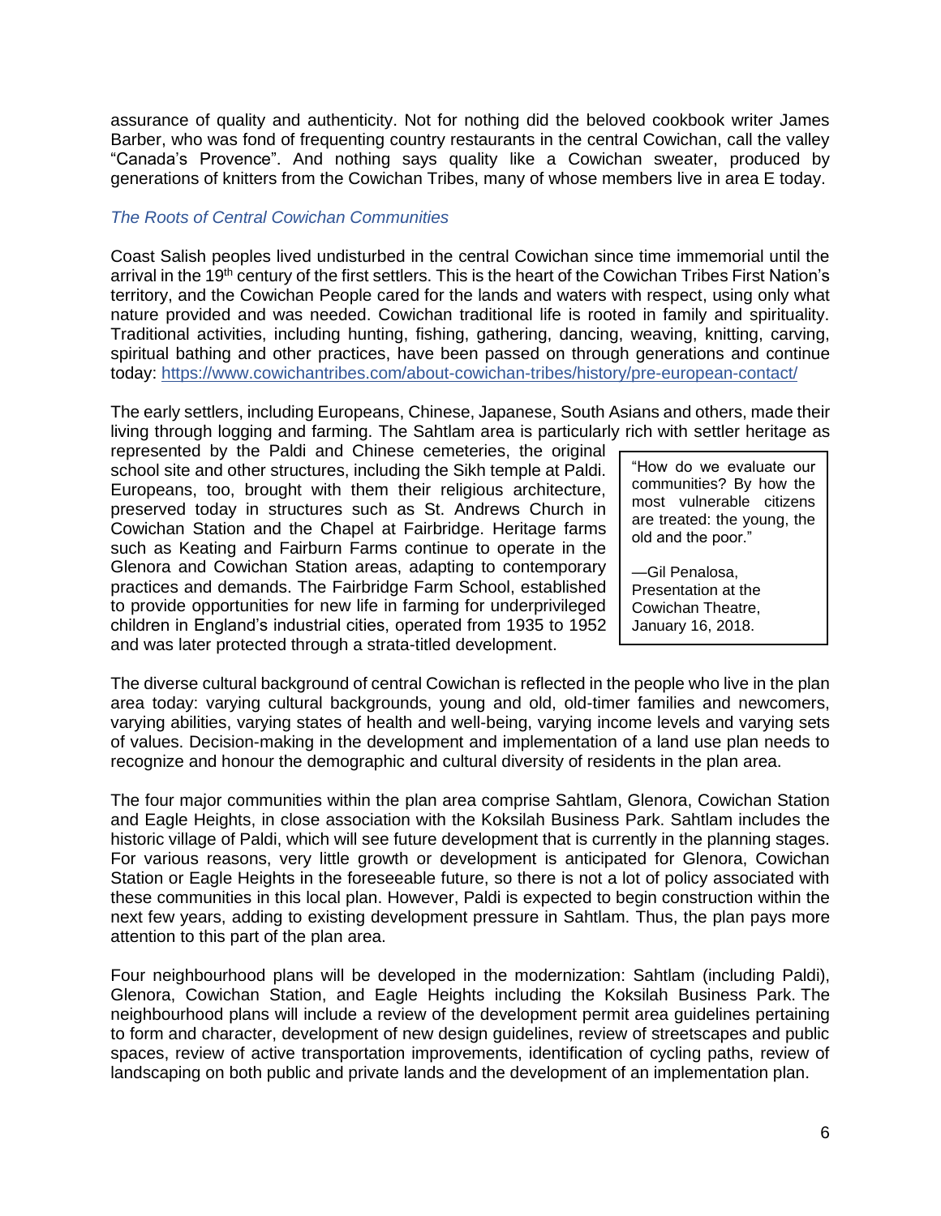assurance of quality and authenticity. Not for nothing did the beloved cookbook writer James Barber, who was fond of frequenting country restaurants in the central Cowichan, call the valley "Canada's Provence". And nothing says quality like a Cowichan sweater, produced by generations of knitters from the Cowichan Tribes, many of whose members live in area E today.

### *The Roots of Central Cowichan Communities*

Coast Salish peoples lived undisturbed in the central Cowichan since time immemorial until the arrival in the 19th century of the first settlers. This is the heart of the Cowichan Tribes First Nation's territory, and the Cowichan People cared for the lands and waters with respect, using only what nature provided and was needed. Cowichan traditional life is rooted in family and spirituality. Traditional activities, including hunting, fishing, gathering, dancing, weaving, knitting, carving, spiritual bathing and other practices, have been passed on through generations and continue today: https://www.cowichantribes.com/about-cowichan-tribes/history/pre-european-contact/

The early settlers, including Europeans, Chinese, Japanese, South Asians and others, made their living through logging and farming. The Sahtlam area is particularly rich with settler heritage as represented by the Paldi and Chinese cemeteries, the original school site and other structures, including the Sikh temple at Paldi. Europeans, too, brought with them their religious architecture, preserved today in structures such as St. Andrews Church in Cowichan Station and the Chapel at Fairbridge. Heritage farms such as Keating and Fairburn Farms continue to operate in the Glenora and Cowichan Station areas, adapting to contemporary practices and demands. The Fairbridge Farm School, established to provide opportunities for new life in farming for underprivileged children in England's industrial cities, operated from 1935 to 1952 and was later protected through a strata-titled development.

> "How do we evaluate our communities? By how the most vulnerable citizens are treated: the young, the old and the poor."
>
> —Gil Penalosa, Presentation at the Cowichan Theatre, January 16, 2018.

The diverse cultural background of central Cowichan is reflected in the people who live in the plan area today: varying cultural backgrounds, young and old, old-timer families and newcomers, varying abilities, varying states of health and well-being, varying income levels and varying sets of values. Decision-making in the development and implementation of a land use plan needs to recognize and honour the demographic and cultural diversity of residents in the plan area.

The four major communities within the plan area comprise Sahtlam, Glenora, Cowichan Station and Eagle Heights, in close association with the Koksilah Business Park. Sahtlam includes the historic village of Paldi, which will see future development that is currently in the planning stages. For various reasons, very little growth or development is anticipated for Glenora, Cowichan Station or Eagle Heights in the foreseeable future, so there is not a lot of policy associated with these communities in this local plan. However, Paldi is expected to begin construction within the next few years, adding to existing development pressure in Sahtlam. Thus, the plan pays more attention to this part of the plan area.

Four neighbourhood plans will be developed in the modernization: Sahtlam (including Paldi), Glenora, Cowichan Station, and Eagle Heights including the Koksilah Business Park. The neighbourhood plans will include a review of the development permit area guidelines pertaining to form and character, development of new design guidelines, review of streetscapes and public spaces, review of active transportation improvements, identification of cycling paths, review of landscaping on both public and private lands and the development of an implementation plan.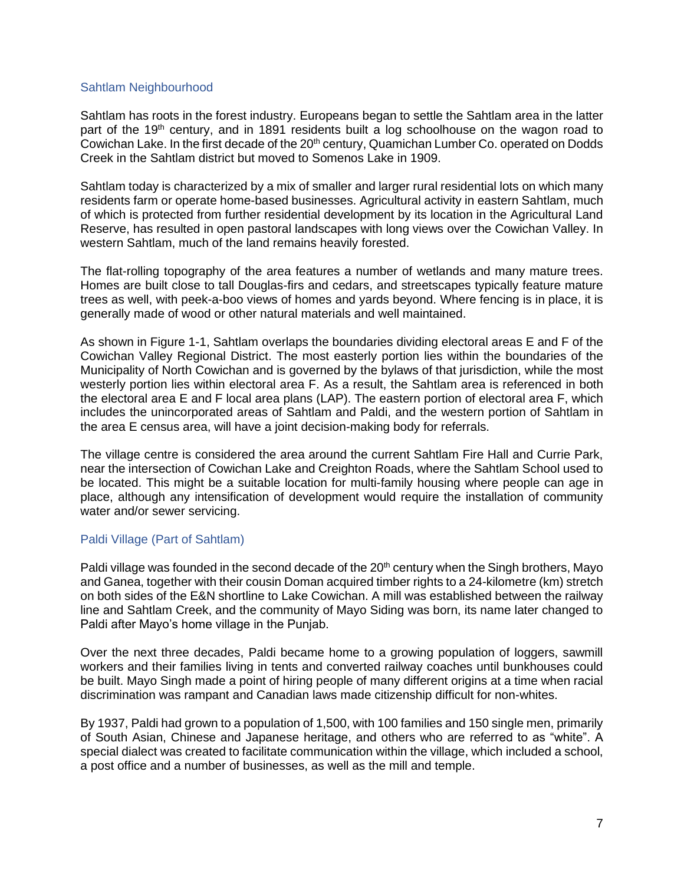## Sahtlam Neighbourhood

Sahtlam has roots in the forest industry. Europeans began to settle the Sahtlam area in the latter part of the 19th century, and in 1891 residents built a log schoolhouse on the wagon road to Cowichan Lake. In the first decade of the 20th century, Quamichan Lumber Co. operated on Dodds Creek in the Sahtlam district but moved to Somenos Lake in 1909.

Sahtlam today is characterized by a mix of smaller and larger rural residential lots on which many residents farm or operate home-based businesses. Agricultural activity in eastern Sahtlam, much of which is protected from further residential development by its location in the Agricultural Land Reserve, has resulted in open pastoral landscapes with long views over the Cowichan Valley. In western Sahtlam, much of the land remains heavily forested.

The flat-rolling topography of the area features a number of wetlands and many mature trees. Homes are built close to tall Douglas-firs and cedars, and streetscapes typically feature mature trees as well, with peek-a-boo views of homes and yards beyond. Where fencing is in place, it is generally made of wood or other natural materials and well maintained.

As shown in Figure 1-1, Sahtlam overlaps the boundaries dividing electoral areas E and F of the Cowichan Valley Regional District. The most easterly portion lies within the boundaries of the Municipality of North Cowichan and is governed by the bylaws of that jurisdiction, while the most westerly portion lies within electoral area F. As a result, the Sahtlam area is referenced in both the electoral area E and F local area plans (LAP). The eastern portion of electoral area F, which includes the unincorporated areas of Sahtlam and Paldi, and the western portion of Sahtlam in the area E census area, will have a joint decision-making body for referrals.

The village centre is considered the area around the current Sahtlam Fire Hall and Currie Park, near the intersection of Cowichan Lake and Creighton Roads, where the Sahtlam School used to be located. This might be a suitable location for multi-family housing where people can age in place, although any intensification of development would require the installation of community water and/or sewer servicing.

## Paldi Village (Part of Sahtlam)

Paldi village was founded in the second decade of the 20th century when the Singh brothers, Mayo and Ganea, together with their cousin Doman acquired timber rights to a 24-kilometre (km) stretch on both sides of the E&N shortline to Lake Cowichan. A mill was established between the railway line and Sahtlam Creek, and the community of Mayo Siding was born, its name later changed to Paldi after Mayo's home village in the Punjab.

Over the next three decades, Paldi became home to a growing population of loggers, sawmill workers and their families living in tents and converted railway coaches until bunkhouses could be built. Mayo Singh made a point of hiring people of many different origins at a time when racial discrimination was rampant and Canadian laws made citizenship difficult for non-whites.

By 1937, Paldi had grown to a population of 1,500, with 100 families and 150 single men, primarily of South Asian, Chinese and Japanese heritage, and others who are referred to as "white". A special dialect was created to facilitate communication within the village, which included a school, a post office and a number of businesses, as well as the mill and temple.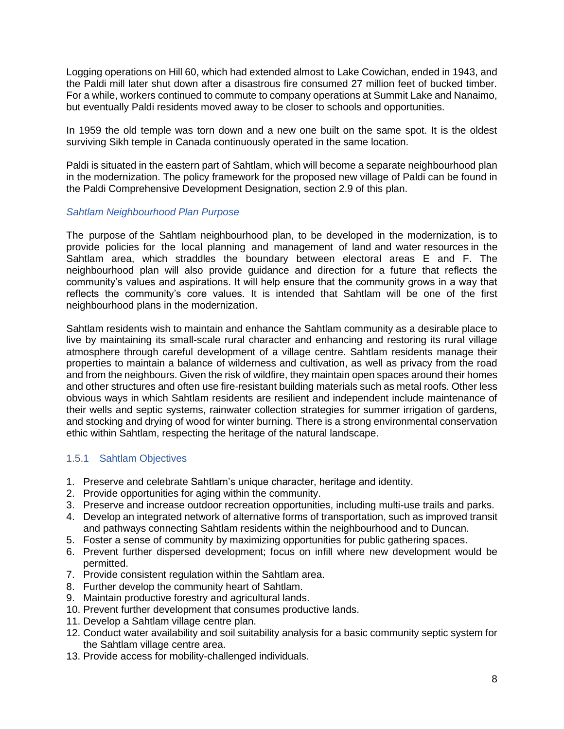Logging operations on Hill 60, which had extended almost to Lake Cowichan, ended in 1943, and the Paldi mill later shut down after a disastrous fire consumed 27 million feet of bucked timber. For a while, workers continued to commute to company operations at Summit Lake and Nanaimo, but eventually Paldi residents moved away to be closer to schools and opportunities.

In 1959 the old temple was torn down and a new one built on the same spot. It is the oldest surviving Sikh temple in Canada continuously operated in the same location.

Paldi is situated in the eastern part of Sahtlam, which will become a separate neighbourhood plan in the modernization. The policy framework for the proposed new village of Paldi can be found in the Paldi Comprehensive Development Designation, section 2.9 of this plan.

*Sahtlam Neighbourhood Plan Purpose*

The purpose of the Sahtlam neighbourhood plan, to be developed in the modernization, is to provide policies for the local planning and management of land and water resources in the Sahtlam area, which straddles the boundary between electoral areas E and F. The neighbourhood plan will also provide guidance and direction for a future that reflects the community's values and aspirations. It will help ensure that the community grows in a way that reflects the community's core values. It is intended that Sahtlam will be one of the first neighbourhood plans in the modernization.

Sahtlam residents wish to maintain and enhance the Sahtlam community as a desirable place to live by maintaining its small-scale rural character and enhancing and restoring its rural village atmosphere through careful development of a village centre. Sahtlam residents manage their properties to maintain a balance of wilderness and cultivation, as well as privacy from the road and from the neighbours. Given the risk of wildfire, they maintain open spaces around their homes and other structures and often use fire-resistant building materials such as metal roofs. Other less obvious ways in which Sahtlam residents are resilient and independent include maintenance of their wells and septic systems, rainwater collection strategies for summer irrigation of gardens, and stocking and drying of wood for winter burning. There is a strong environmental conservation ethic within Sahtlam, respecting the heritage of the natural landscape.

### 1.5.1 Sahtlam Objectives

1. Preserve and celebrate Sahtlam's unique character, heritage and identity.
2. Provide opportunities for aging within the community.
3. Preserve and increase outdoor recreation opportunities, including multi-use trails and parks.
4. Develop an integrated network of alternative forms of transportation, such as improved transit and pathways connecting Sahtlam residents within the neighbourhood and to Duncan.
5. Foster a sense of community by maximizing opportunities for public gathering spaces.
6. Prevent further dispersed development; focus on infill where new development would be permitted.
7. Provide consistent regulation within the Sahtlam area.
8. Further develop the community heart of Sahtlam.
9. Maintain productive forestry and agricultural lands.
10. Prevent further development that consumes productive lands.
11. Develop a Sahtlam village centre plan.
12. Conduct water availability and soil suitability analysis for a basic community septic system for the Sahtlam village centre area.
13. Provide access for mobility-challenged individuals.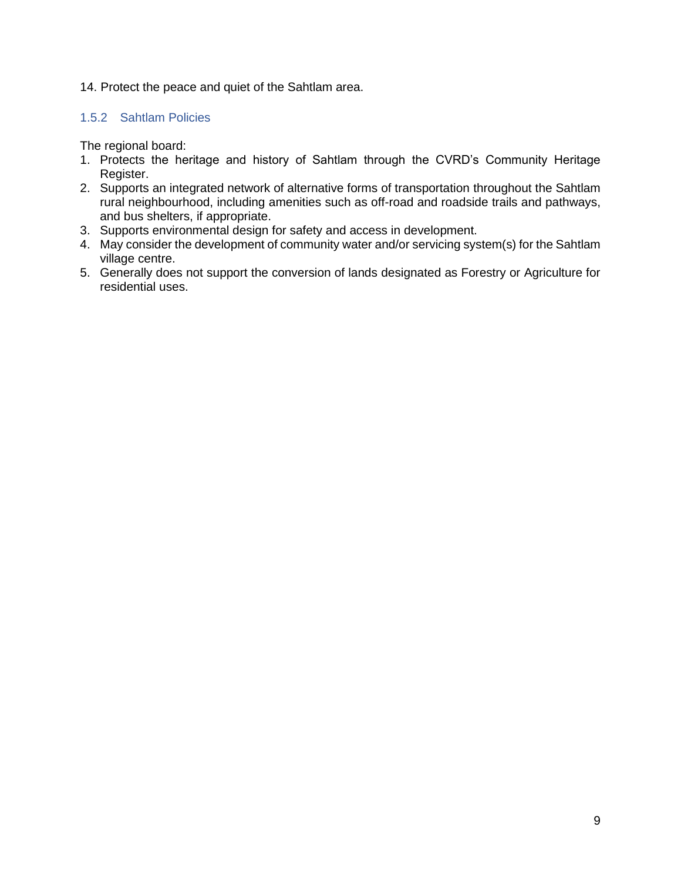14. Protect the peace and quiet of the Sahtlam area.

### 1.5.2 Sahtlam Policies

The regional board:

1. Protects the heritage and history of Sahtlam through the CVRD's Community Heritage Register.
2. Supports an integrated network of alternative forms of transportation throughout the Sahtlam rural neighbourhood, including amenities such as off-road and roadside trails and pathways, and bus shelters, if appropriate.
3. Supports environmental design for safety and access in development.
4. May consider the development of community water and/or servicing system(s) for the Sahtlam village centre.
5. Generally does not support the conversion of lands designated as Forestry or Agriculture for residential uses.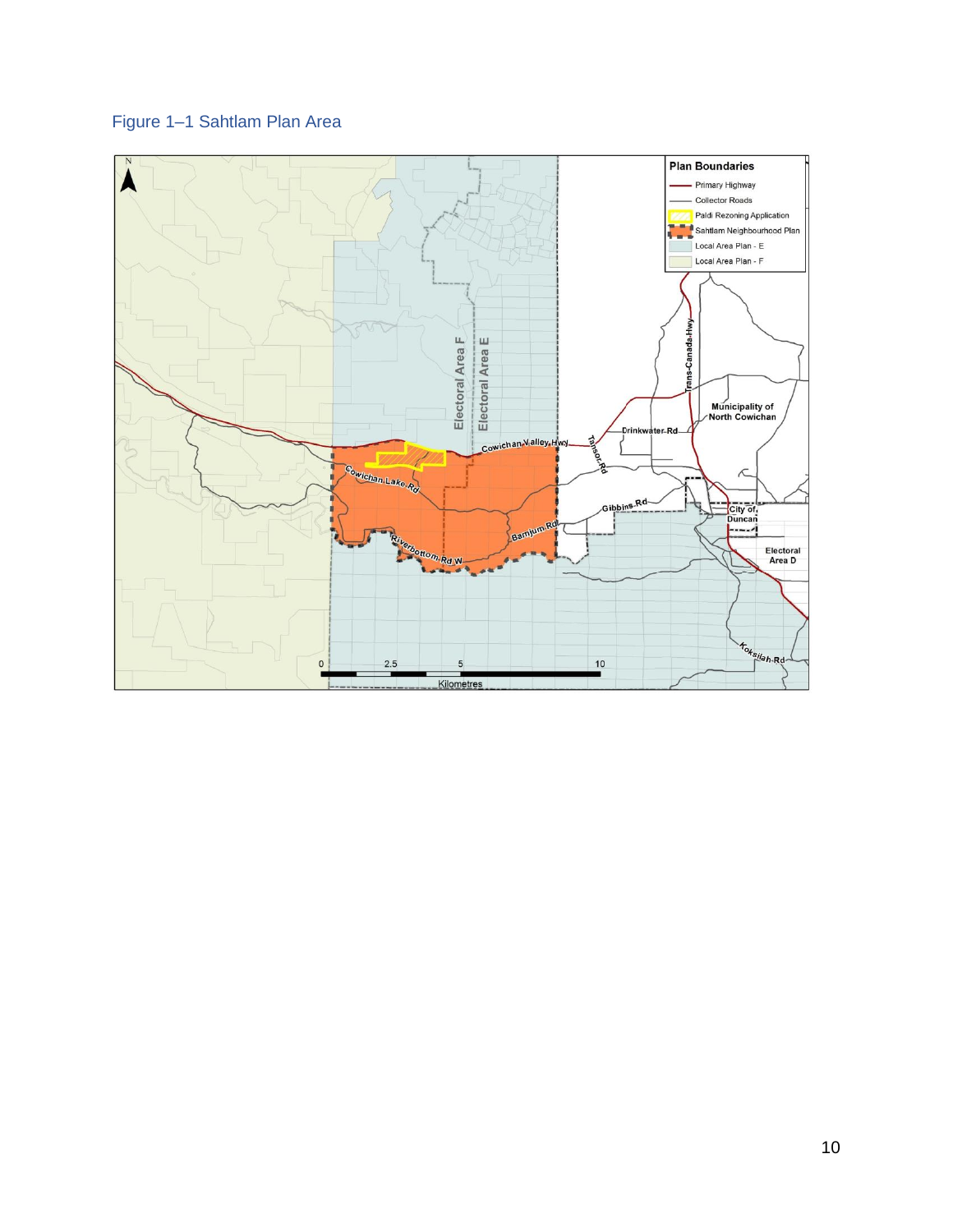Figure 1–1 Sahtlam Plan Area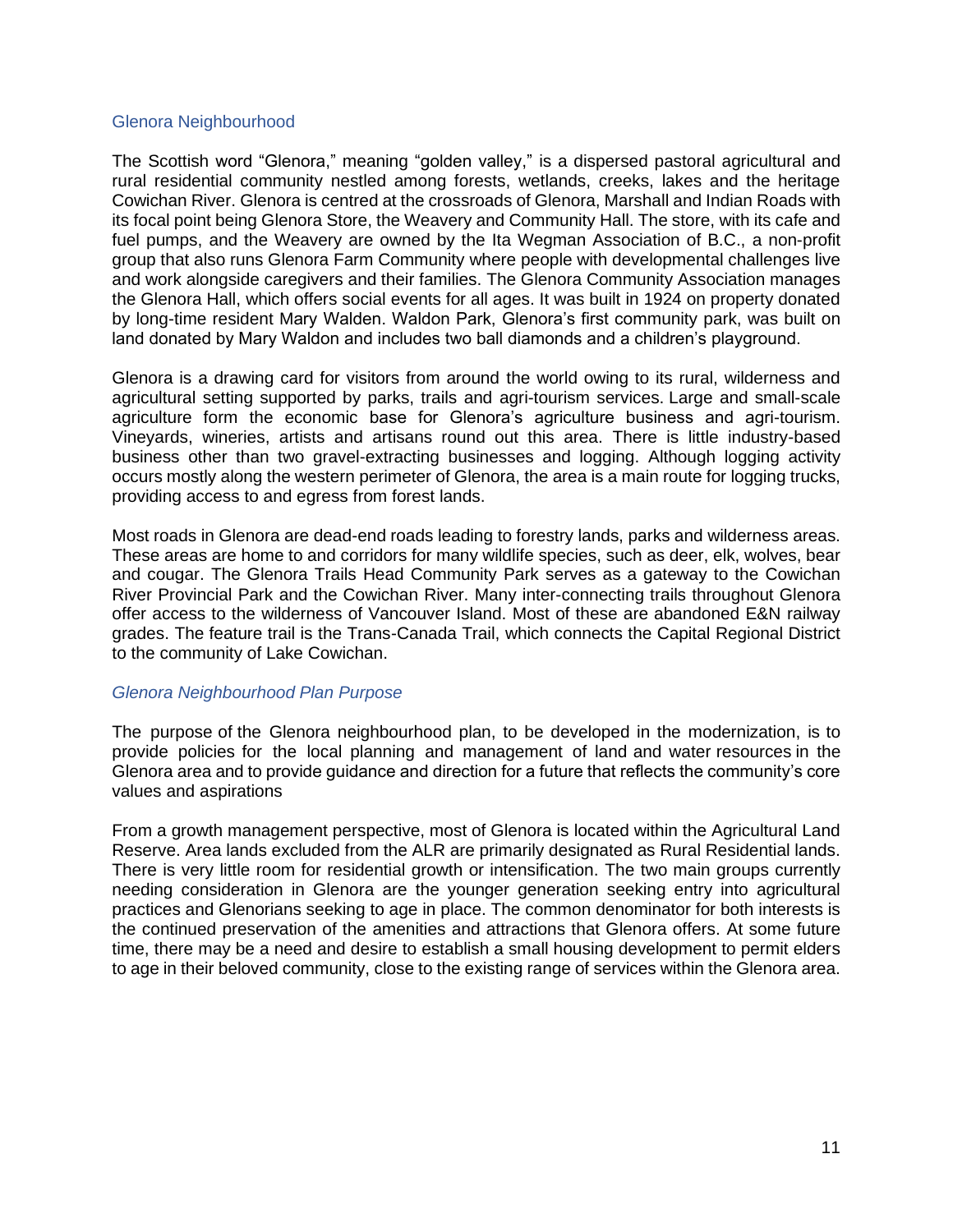## Glenora Neighbourhood

The Scottish word "Glenora," meaning "golden valley," is a dispersed pastoral agricultural and rural residential community nestled among forests, wetlands, creeks, lakes and the heritage Cowichan River. Glenora is centred at the crossroads of Glenora, Marshall and Indian Roads with its focal point being Glenora Store, the Weavery and Community Hall. The store, with its cafe and fuel pumps, and the Weavery are owned by the Ita Wegman Association of B.C., a non-profit group that also runs Glenora Farm Community where people with developmental challenges live and work alongside caregivers and their families. The Glenora Community Association manages the Glenora Hall, which offers social events for all ages. It was built in 1924 on property donated by long-time resident Mary Walden. Waldon Park, Glenora's first community park, was built on land donated by Mary Waldon and includes two ball diamonds and a children's playground.

Glenora is a drawing card for visitors from around the world owing to its rural, wilderness and agricultural setting supported by parks, trails and agri-tourism services. Large and small-scale agriculture form the economic base for Glenora's agriculture business and agri-tourism. Vineyards, wineries, artists and artisans round out this area. There is little industry-based business other than two gravel-extracting businesses and logging. Although logging activity occurs mostly along the western perimeter of Glenora, the area is a main route for logging trucks, providing access to and egress from forest lands.

Most roads in Glenora are dead-end roads leading to forestry lands, parks and wilderness areas. These areas are home to and corridors for many wildlife species, such as deer, elk, wolves, bear and cougar. The Glenora Trails Head Community Park serves as a gateway to the Cowichan River Provincial Park and the Cowichan River. Many inter-connecting trails throughout Glenora offer access to the wilderness of Vancouver Island. Most of these are abandoned E&N railway grades. The feature trail is the Trans-Canada Trail, which connects the Capital Regional District to the community of Lake Cowichan.

### *Glenora Neighbourhood Plan Purpose*

The purpose of the Glenora neighbourhood plan, to be developed in the modernization, is to provide policies for the local planning and management of land and water resources in the Glenora area and to provide guidance and direction for a future that reflects the community's core values and aspirations

From a growth management perspective, most of Glenora is located within the Agricultural Land Reserve. Area lands excluded from the ALR are primarily designated as Rural Residential lands. There is very little room for residential growth or intensification. The two main groups currently needing consideration in Glenora are the younger generation seeking entry into agricultural practices and Glenorians seeking to age in place. The common denominator for both interests is the continued preservation of the amenities and attractions that Glenora offers. At some future time, there may be a need and desire to establish a small housing development to permit elders to age in their beloved community, close to the existing range of services within the Glenora area.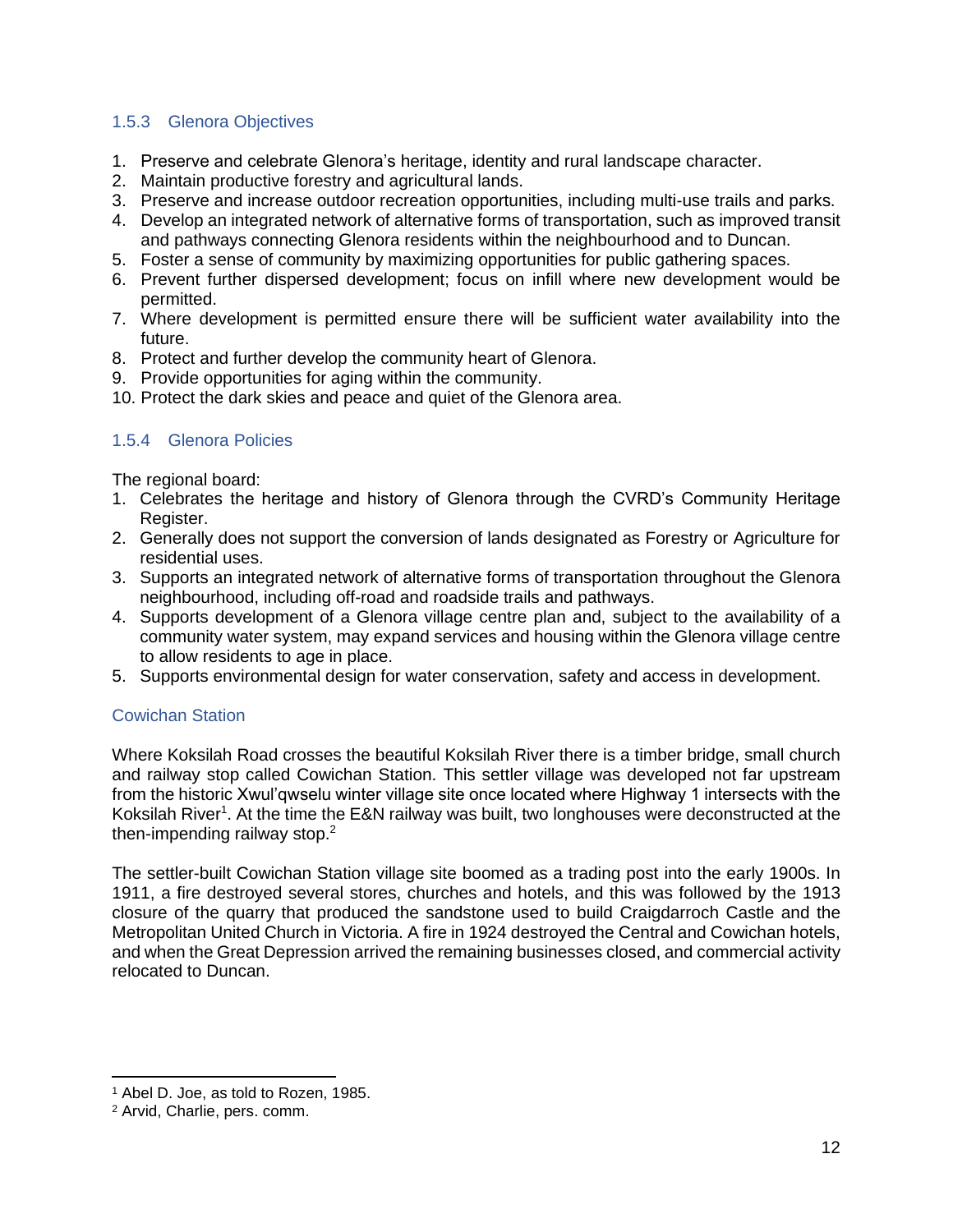### 1.5.3 Glenora Objectives

1. Preserve and celebrate Glenora's heritage, identity and rural landscape character.
2. Maintain productive forestry and agricultural lands.
3. Preserve and increase outdoor recreation opportunities, including multi-use trails and parks.
4. Develop an integrated network of alternative forms of transportation, such as improved transit and pathways connecting Glenora residents within the neighbourhood and to Duncan.
5. Foster a sense of community by maximizing opportunities for public gathering spaces.
6. Prevent further dispersed development; focus on infill where new development would be permitted.
7. Where development is permitted ensure there will be sufficient water availability into the future.
8. Protect and further develop the community heart of Glenora.
9. Provide opportunities for aging within the community.
10. Protect the dark skies and peace and quiet of the Glenora area.

### 1.5.4 Glenora Policies

The regional board:

1. Celebrates the heritage and history of Glenora through the CVRD's Community Heritage Register.
2. Generally does not support the conversion of lands designated as Forestry or Agriculture for residential uses.
3. Supports an integrated network of alternative forms of transportation throughout the Glenora neighbourhood, including off-road and roadside trails and pathways.
4. Supports development of a Glenora village centre plan and, subject to the availability of a community water system, may expand services and housing within the Glenora village centre to allow residents to age in place.
5. Supports environmental design for water conservation, safety and access in development.

## Cowichan Station

Where Koksilah Road crosses the beautiful Koksilah River there is a timber bridge, small church and railway stop called Cowichan Station. This settler village was developed not far upstream from the historic Xwul'qwselu winter village site once located where Highway 1 intersects with the Koksilah River[1]. At the time the E&N railway was built, two longhouses were deconstructed at the then-impending railway stop.[2]

The settler-built Cowichan Station village site boomed as a trading post into the early 1900s. In 1911, a fire destroyed several stores, churches and hotels, and this was followed by the 1913 closure of the quarry that produced the sandstone used to build Craigdarroch Castle and the Metropolitan United Church in Victoria. A fire in 1924 destroyed the Central and Cowichan hotels, and when the Great Depression arrived the remaining businesses closed, and commercial activity relocated to Duncan.

---

[1] Abel D. Joe, as told to Rozen, 1985.

[2] Arvid, Charlie, pers. comm.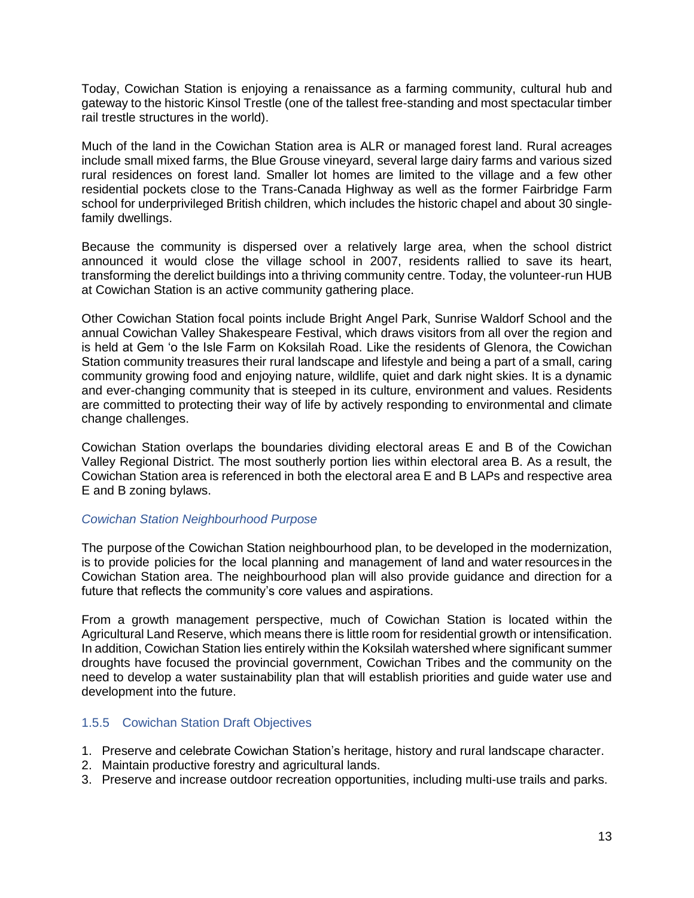Today, Cowichan Station is enjoying a renaissance as a farming community, cultural hub and gateway to the historic Kinsol Trestle (one of the tallest free-standing and most spectacular timber rail trestle structures in the world).

Much of the land in the Cowichan Station area is ALR or managed forest land. Rural acreages include small mixed farms, the Blue Grouse vineyard, several large dairy farms and various sized rural residences on forest land. Smaller lot homes are limited to the village and a few other residential pockets close to the Trans-Canada Highway as well as the former Fairbridge Farm school for underprivileged British children, which includes the historic chapel and about 30 single-family dwellings.

Because the community is dispersed over a relatively large area, when the school district announced it would close the village school in 2007, residents rallied to save its heart, transforming the derelict buildings into a thriving community centre. Today, the volunteer-run HUB at Cowichan Station is an active community gathering place.

Other Cowichan Station focal points include Bright Angel Park, Sunrise Waldorf School and the annual Cowichan Valley Shakespeare Festival, which draws visitors from all over the region and is held at Gem 'o the Isle Farm on Koksilah Road. Like the residents of Glenora, the Cowichan Station community treasures their rural landscape and lifestyle and being a part of a small, caring community growing food and enjoying nature, wildlife, quiet and dark night skies. It is a dynamic and ever-changing community that is steeped in its culture, environment and values. Residents are committed to protecting their way of life by actively responding to environmental and climate change challenges.

Cowichan Station overlaps the boundaries dividing electoral areas E and B of the Cowichan Valley Regional District. The most southerly portion lies within electoral area B. As a result, the Cowichan Station area is referenced in both the electoral area E and B LAPs and respective area E and B zoning bylaws.

*Cowichan Station Neighbourhood Purpose*

The purpose of the Cowichan Station neighbourhood plan, to be developed in the modernization, is to provide policies for the local planning and management of land and water resources in the Cowichan Station area. The neighbourhood plan will also provide guidance and direction for a future that reflects the community's core values and aspirations.

From a growth management perspective, much of Cowichan Station is located within the Agricultural Land Reserve, which means there is little room for residential growth or intensification. In addition, Cowichan Station lies entirely within the Koksilah watershed where significant summer droughts have focused the provincial government, Cowichan Tribes and the community on the need to develop a water sustainability plan that will establish priorities and guide water use and development into the future.

### 1.5.5 Cowichan Station Draft Objectives

1. Preserve and celebrate Cowichan Station's heritage, history and rural landscape character.
2. Maintain productive forestry and agricultural lands.
3. Preserve and increase outdoor recreation opportunities, including multi-use trails and parks.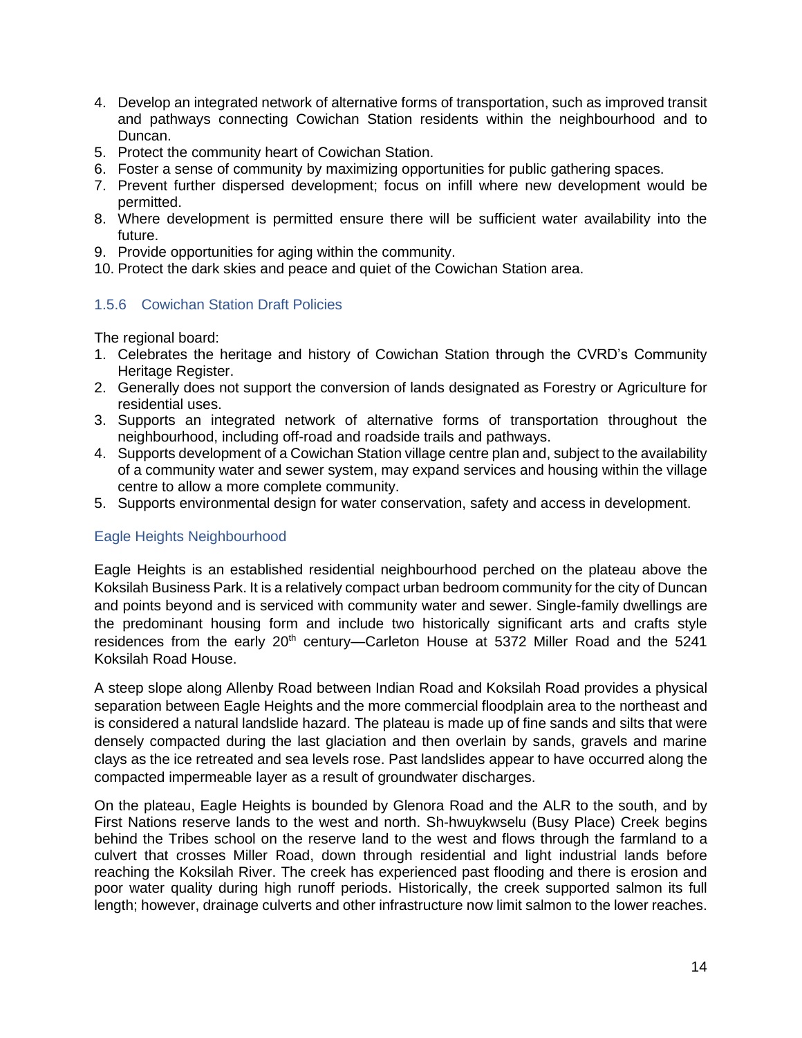4. Develop an integrated network of alternative forms of transportation, such as improved transit and pathways connecting Cowichan Station residents within the neighbourhood and to Duncan.
5. Protect the community heart of Cowichan Station.
6. Foster a sense of community by maximizing opportunities for public gathering spaces.
7. Prevent further dispersed development; focus on infill where new development would be permitted.
8. Where development is permitted ensure there will be sufficient water availability into the future.
9. Provide opportunities for aging within the community.
10. Protect the dark skies and peace and quiet of the Cowichan Station area.

### 1.5.6 Cowichan Station Draft Policies

The regional board:

1. Celebrates the heritage and history of Cowichan Station through the CVRD's Community Heritage Register.
2. Generally does not support the conversion of lands designated as Forestry or Agriculture for residential uses.
3. Supports an integrated network of alternative forms of transportation throughout the neighbourhood, including off-road and roadside trails and pathways.
4. Supports development of a Cowichan Station village centre plan and, subject to the availability of a community water and sewer system, may expand services and housing within the village centre to allow a more complete community.
5. Supports environmental design for water conservation, safety and access in development.

### Eagle Heights Neighbourhood

Eagle Heights is an established residential neighbourhood perched on the plateau above the Koksilah Business Park. It is a relatively compact urban bedroom community for the city of Duncan and points beyond and is serviced with community water and sewer. Single-family dwellings are the predominant housing form and include two historically significant arts and crafts style residences from the early 20th century—Carleton House at 5372 Miller Road and the 5241 Koksilah Road House.

A steep slope along Allenby Road between Indian Road and Koksilah Road provides a physical separation between Eagle Heights and the more commercial floodplain area to the northeast and is considered a natural landslide hazard. The plateau is made up of fine sands and silts that were densely compacted during the last glaciation and then overlain by sands, gravels and marine clays as the ice retreated and sea levels rose. Past landslides appear to have occurred along the compacted impermeable layer as a result of groundwater discharges.

On the plateau, Eagle Heights is bounded by Glenora Road and the ALR to the south, and by First Nations reserve lands to the west and north. Sh-hwuykwselu (Busy Place) Creek begins behind the Tribes school on the reserve land to the west and flows through the farmland to a culvert that crosses Miller Road, down through residential and light industrial lands before reaching the Koksilah River. The creek has experienced past flooding and there is erosion and poor water quality during high runoff periods. Historically, the creek supported salmon its full length; however, drainage culverts and other infrastructure now limit salmon to the lower reaches.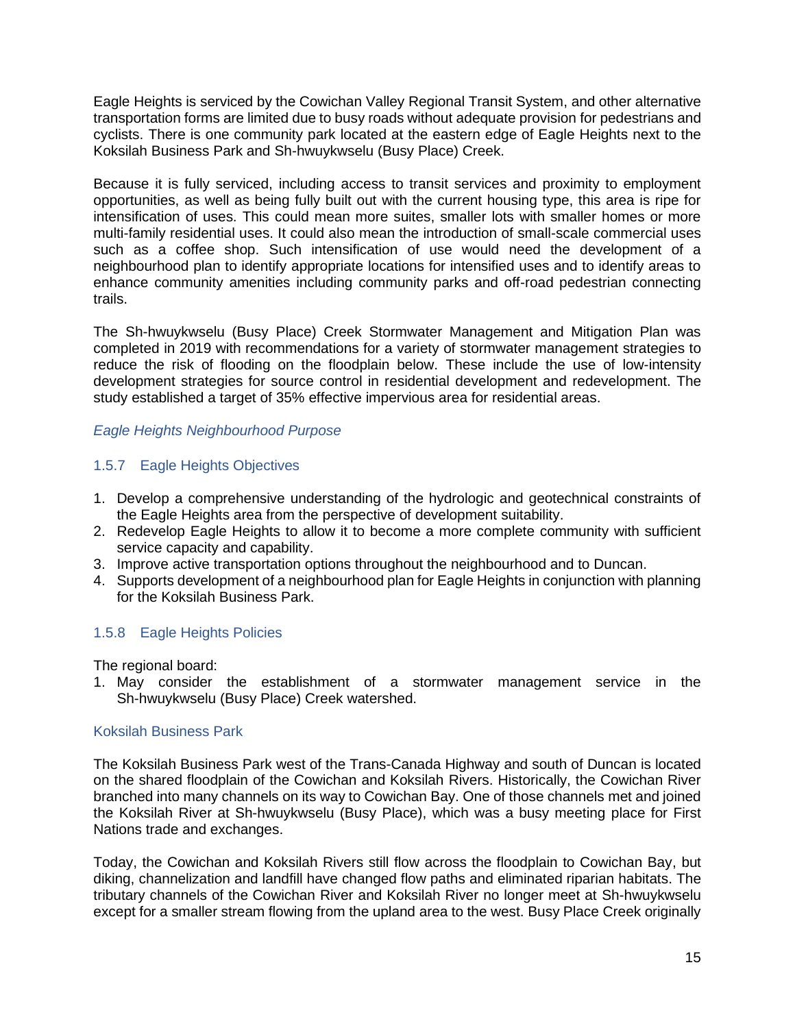Eagle Heights is serviced by the Cowichan Valley Regional Transit System, and other alternative transportation forms are limited due to busy roads without adequate provision for pedestrians and cyclists. There is one community park located at the eastern edge of Eagle Heights next to the Koksilah Business Park and Sh-hwuykwselu (Busy Place) Creek.

Because it is fully serviced, including access to transit services and proximity to employment opportunities, as well as being fully built out with the current housing type, this area is ripe for intensification of uses. This could mean more suites, smaller lots with smaller homes or more multi-family residential uses. It could also mean the introduction of small-scale commercial uses such as a coffee shop. Such intensification of use would need the development of a neighbourhood plan to identify appropriate locations for intensified uses and to identify areas to enhance community amenities including community parks and off-road pedestrian connecting trails.

The Sh-hwuykwselu (Busy Place) Creek Stormwater Management and Mitigation Plan was completed in 2019 with recommendations for a variety of stormwater management strategies to reduce the risk of flooding on the floodplain below. These include the use of low-intensity development strategies for source control in residential development and redevelopment. The study established a target of 35% effective impervious area for residential areas.

*Eagle Heights Neighbourhood Purpose*

### 1.5.7 Eagle Heights Objectives

1. Develop a comprehensive understanding of the hydrologic and geotechnical constraints of the Eagle Heights area from the perspective of development suitability.
2. Redevelop Eagle Heights to allow it to become a more complete community with sufficient service capacity and capability.
3. Improve active transportation options throughout the neighbourhood and to Duncan.
4. Supports development of a neighbourhood plan for Eagle Heights in conjunction with planning for the Koksilah Business Park.

### 1.5.8 Eagle Heights Policies

The regional board:

1. May consider the establishment of a stormwater management service in the Sh-hwuykwselu (Busy Place) Creek watershed.

## Koksilah Business Park

The Koksilah Business Park west of the Trans-Canada Highway and south of Duncan is located on the shared floodplain of the Cowichan and Koksilah Rivers. Historically, the Cowichan River branched into many channels on its way to Cowichan Bay. One of those channels met and joined the Koksilah River at Sh-hwuykwselu (Busy Place), which was a busy meeting place for First Nations trade and exchanges.

Today, the Cowichan and Koksilah Rivers still flow across the floodplain to Cowichan Bay, but diking, channelization and landfill have changed flow paths and eliminated riparian habitats. The tributary channels of the Cowichan River and Koksilah River no longer meet at Sh-hwuykwselu except for a smaller stream flowing from the upland area to the west. Busy Place Creek originally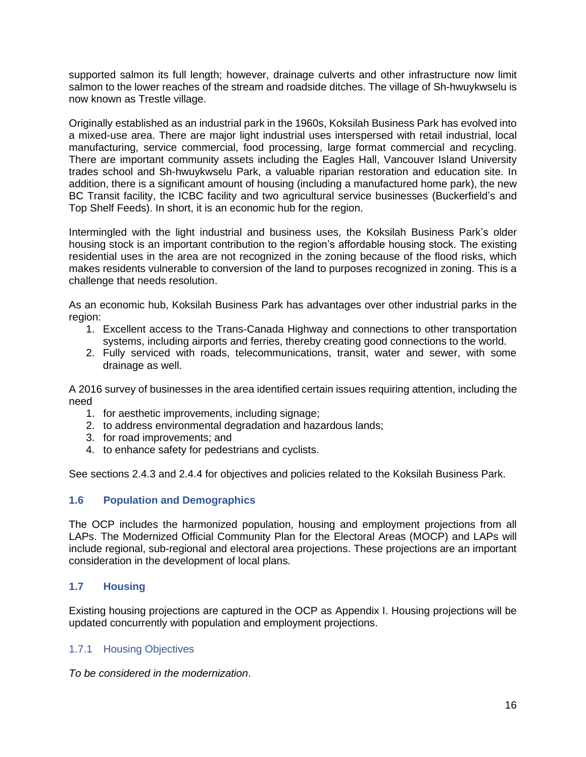supported salmon its full length; however, drainage culverts and other infrastructure now limit salmon to the lower reaches of the stream and roadside ditches. The village of Sh-hwuykwselu is now known as Trestle village.

Originally established as an industrial park in the 1960s, Koksilah Business Park has evolved into a mixed-use area. There are major light industrial uses interspersed with retail industrial, local manufacturing, service commercial, food processing, large format commercial and recycling. There are important community assets including the Eagles Hall, Vancouver Island University trades school and Sh-hwuykwselu Park, a valuable riparian restoration and education site. In addition, there is a significant amount of housing (including a manufactured home park), the new BC Transit facility, the ICBC facility and two agricultural service businesses (Buckerfield's and Top Shelf Feeds). In short, it is an economic hub for the region.

Intermingled with the light industrial and business uses, the Koksilah Business Park's older housing stock is an important contribution to the region's affordable housing stock. The existing residential uses in the area are not recognized in the zoning because of the flood risks, which makes residents vulnerable to conversion of the land to purposes recognized in zoning. This is a challenge that needs resolution.

As an economic hub, Koksilah Business Park has advantages over other industrial parks in the region:

1. Excellent access to the Trans-Canada Highway and connections to other transportation systems, including airports and ferries, thereby creating good connections to the world.
2. Fully serviced with roads, telecommunications, transit, water and sewer, with some drainage as well.

A 2016 survey of businesses in the area identified certain issues requiring attention, including the need

1. for aesthetic improvements, including signage;
2. to address environmental degradation and hazardous lands;
3. for road improvements; and
4. to enhance safety for pedestrians and cyclists.

See sections 2.4.3 and 2.4.4 for objectives and policies related to the Koksilah Business Park.

## 1.6 Population and Demographics

The OCP includes the harmonized population, housing and employment projections from all LAPs. The Modernized Official Community Plan for the Electoral Areas (MOCP) and LAPs will include regional, sub-regional and electoral area projections. These projections are an important consideration in the development of local plans.

## 1.7 Housing

Existing housing projections are captured in the OCP as Appendix I. Housing projections will be updated concurrently with population and employment projections.

### 1.7.1 Housing Objectives

*To be considered in the modernization*.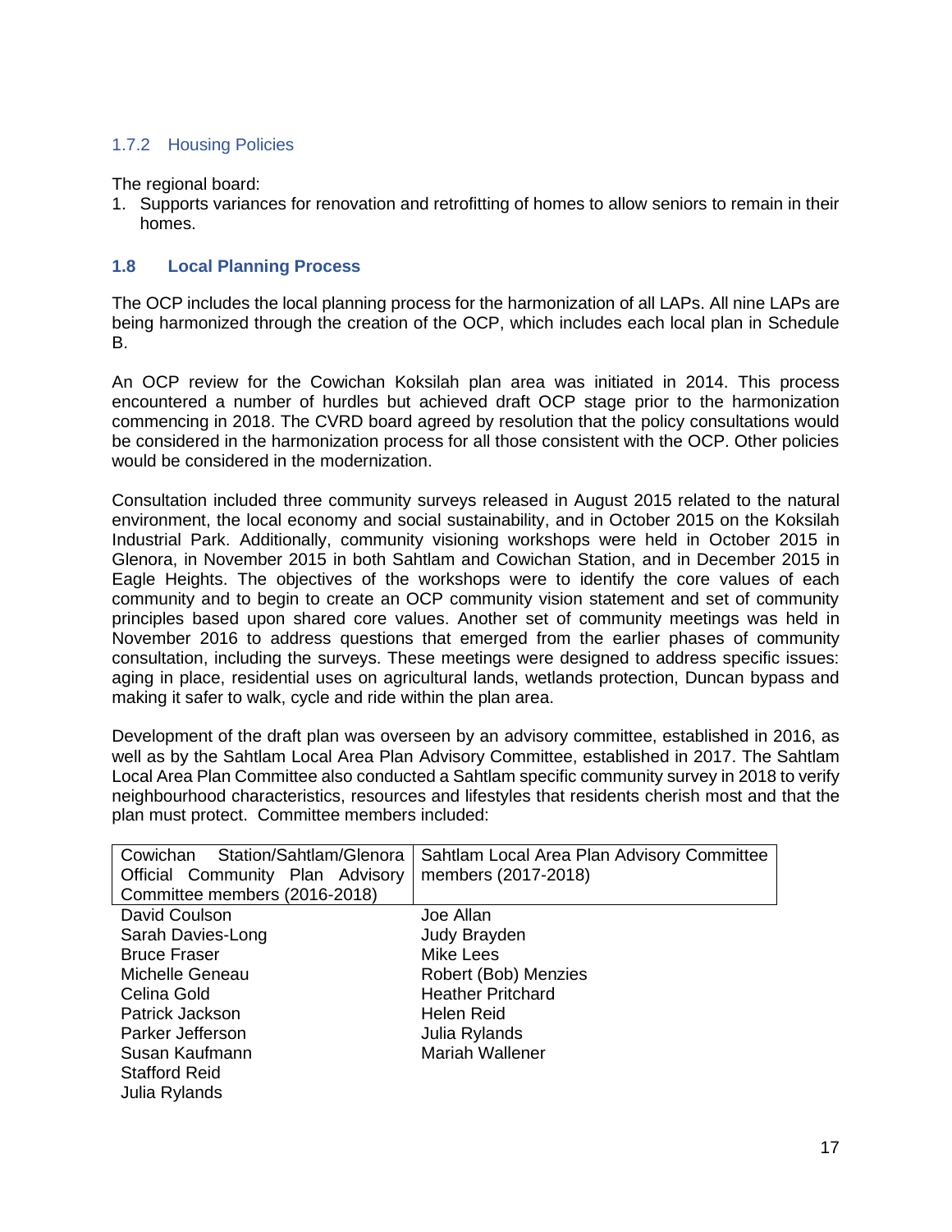### 1.7.2 Housing Policies

The regional board:

1. Supports variances for renovation and retrofitting of homes to allow seniors to remain in their homes.

## 1.8 Local Planning Process

The OCP includes the local planning process for the harmonization of all LAPs. All nine LAPs are being harmonized through the creation of the OCP, which includes each local plan in Schedule B.

An OCP review for the Cowichan Koksilah plan area was initiated in 2014. This process encountered a number of hurdles but achieved draft OCP stage prior to the harmonization commencing in 2018. The CVRD board agreed by resolution that the policy consultations would be considered in the harmonization process for all those consistent with the OCP. Other policies would be considered in the modernization.

Consultation included three community surveys released in August 2015 related to the natural environment, the local economy and social sustainability, and in October 2015 on the Koksilah Industrial Park. Additionally, community visioning workshops were held in October 2015 in Glenora, in November 2015 in both Sahtlam and Cowichan Station, and in December 2015 in Eagle Heights. The objectives of the workshops were to identify the core values of each community and to begin to create an OCP community vision statement and set of community principles based upon shared core values. Another set of community meetings was held in November 2016 to address questions that emerged from the earlier phases of community consultation, including the surveys. These meetings were designed to address specific issues: aging in place, residential uses on agricultural lands, wetlands protection, Duncan bypass and making it safer to walk, cycle and ride within the plan area.

Development of the draft plan was overseen by an advisory committee, established in 2016, as well as by the Sahtlam Local Area Plan Advisory Committee, established in 2017. The Sahtlam Local Area Plan Committee also conducted a Sahtlam specific community survey in 2018 to verify neighbourhood characteristics, resources and lifestyles that residents cherish most and that the plan must protect. Committee members included:

| Cowichan Station/Sahtlam/Glenora Official Community Plan Advisory Committee members (2016-2018) | Sahtlam Local Area Plan Advisory Committee members (2017-2018) |
|---|---|
| David Coulson | Joe Allan |
| Sarah Davies-Long | Judy Brayden |
| Bruce Fraser | Mike Lees |
| Michelle Geneau | Robert (Bob) Menzies |
| Celina Gold | Heather Pritchard |
| Patrick Jackson | Helen Reid |
| Parker Jefferson | Julia Rylands |
| Susan Kaufmann | Mariah Wallener |
| Stafford Reid | |
| Julia Rylands | |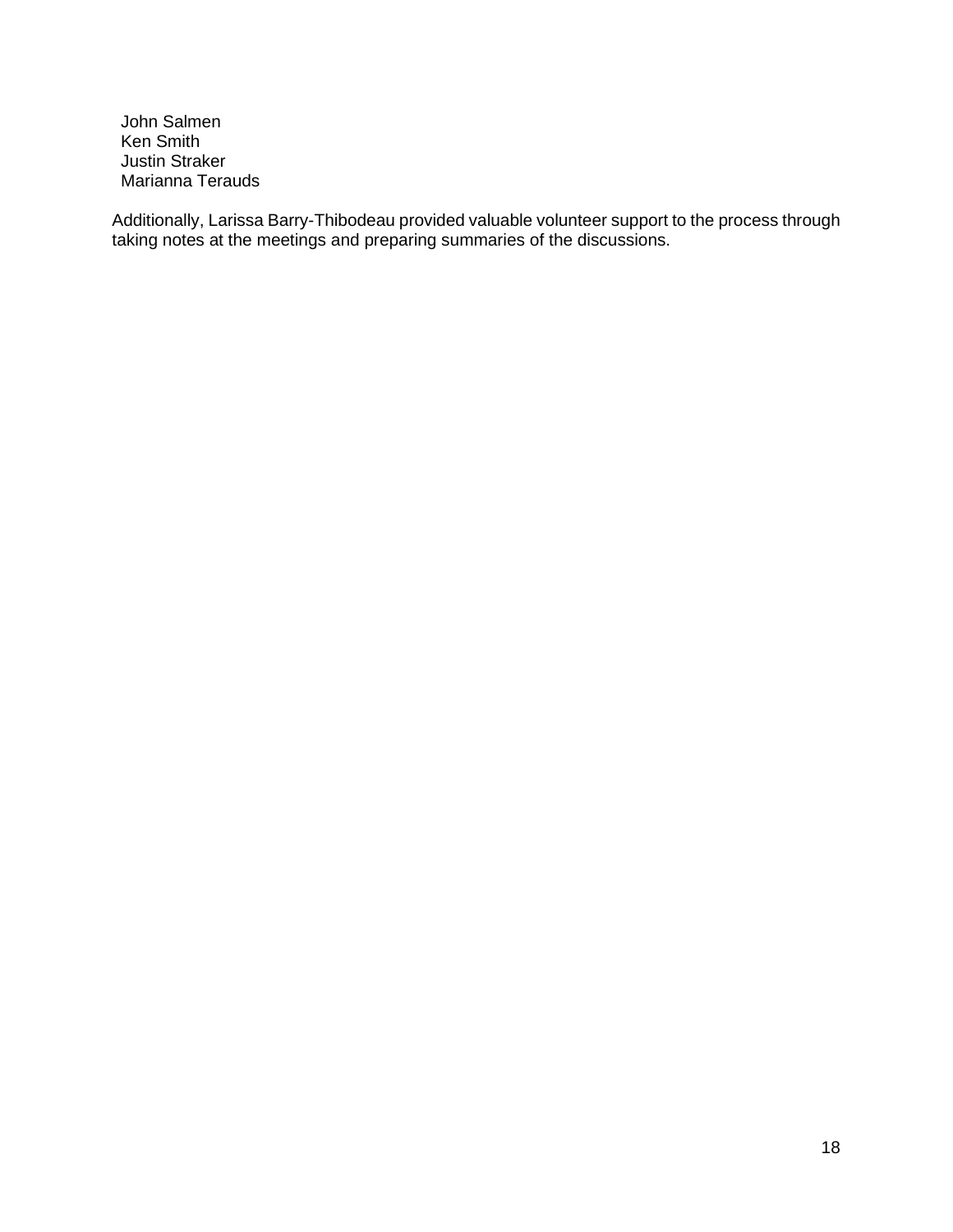John Salmen
Ken Smith
Justin Straker
Marianna Terauds

Additionally, Larissa Barry-Thibodeau provided valuable volunteer support to the process through taking notes at the meetings and preparing summaries of the discussions.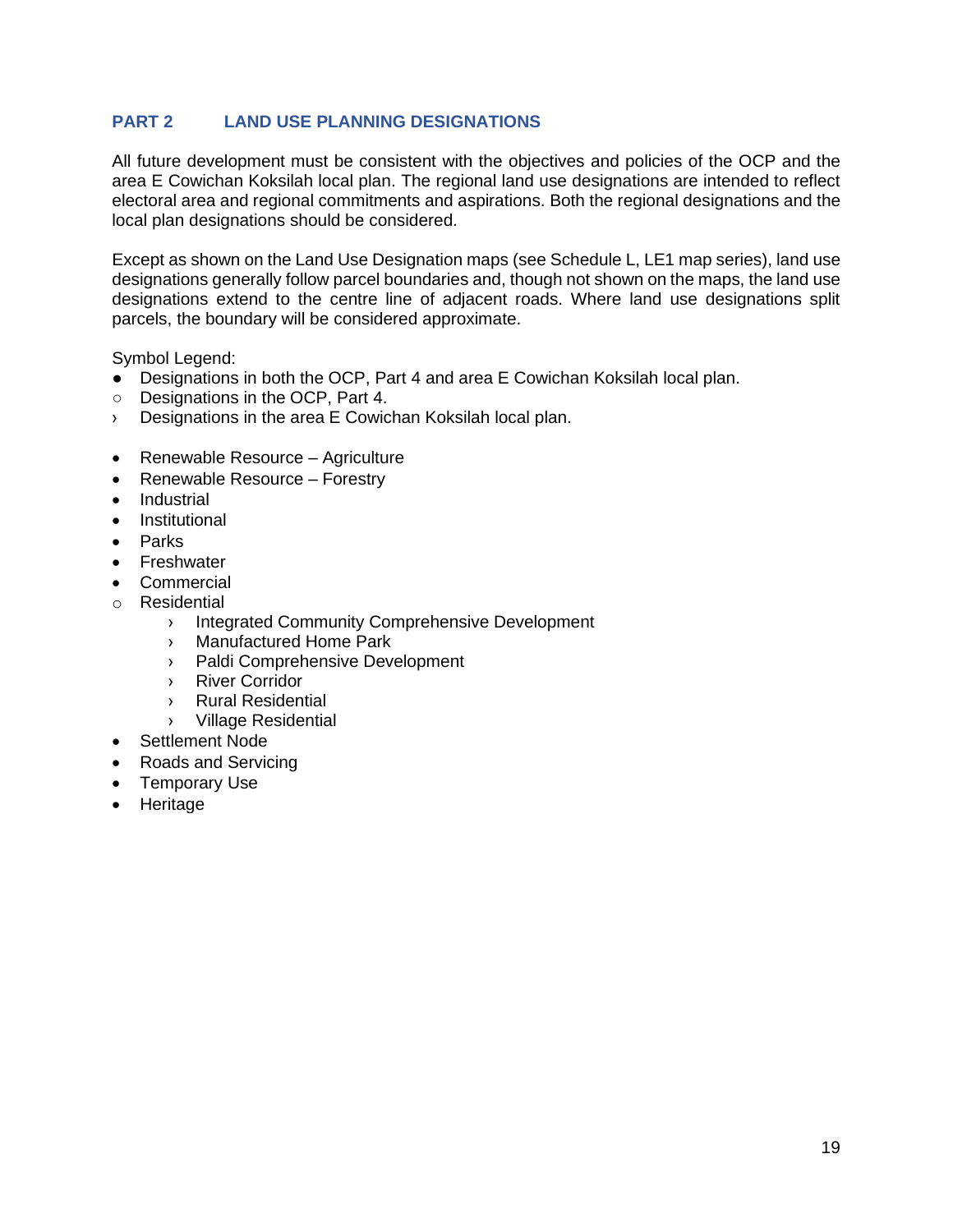## PART 2 LAND USE PLANNING DESIGNATIONS

All future development must be consistent with the objectives and policies of the OCP and the area E Cowichan Koksilah local plan. The regional land use designations are intended to reflect electoral area and regional commitments and aspirations. Both the regional designations and the local plan designations should be considered.

Except as shown on the Land Use Designation maps (see Schedule L, LE1 map series), land use designations generally follow parcel boundaries and, though not shown on the maps, the land use designations extend to the centre line of adjacent roads. Where land use designations split parcels, the boundary will be considered approximate.

Symbol Legend:

- ● Designations in both the OCP, Part 4 and area E Cowichan Koksilah local plan.
- ○ Designations in the OCP, Part 4.
- › Designations in the area E Cowichan Koksilah local plan.

- ● Renewable Resource – Agriculture
- ● Renewable Resource – Forestry
- ● Industrial
- ● Institutional
- ● Parks
- ● Freshwater
- ● Commercial
- ○ Residential
  - › Integrated Community Comprehensive Development
  - › Manufactured Home Park
  - › Paldi Comprehensive Development
  - › River Corridor
  - › Rural Residential
  - › Village Residential
- ● Settlement Node
- ● Roads and Servicing
- ● Temporary Use
- ● Heritage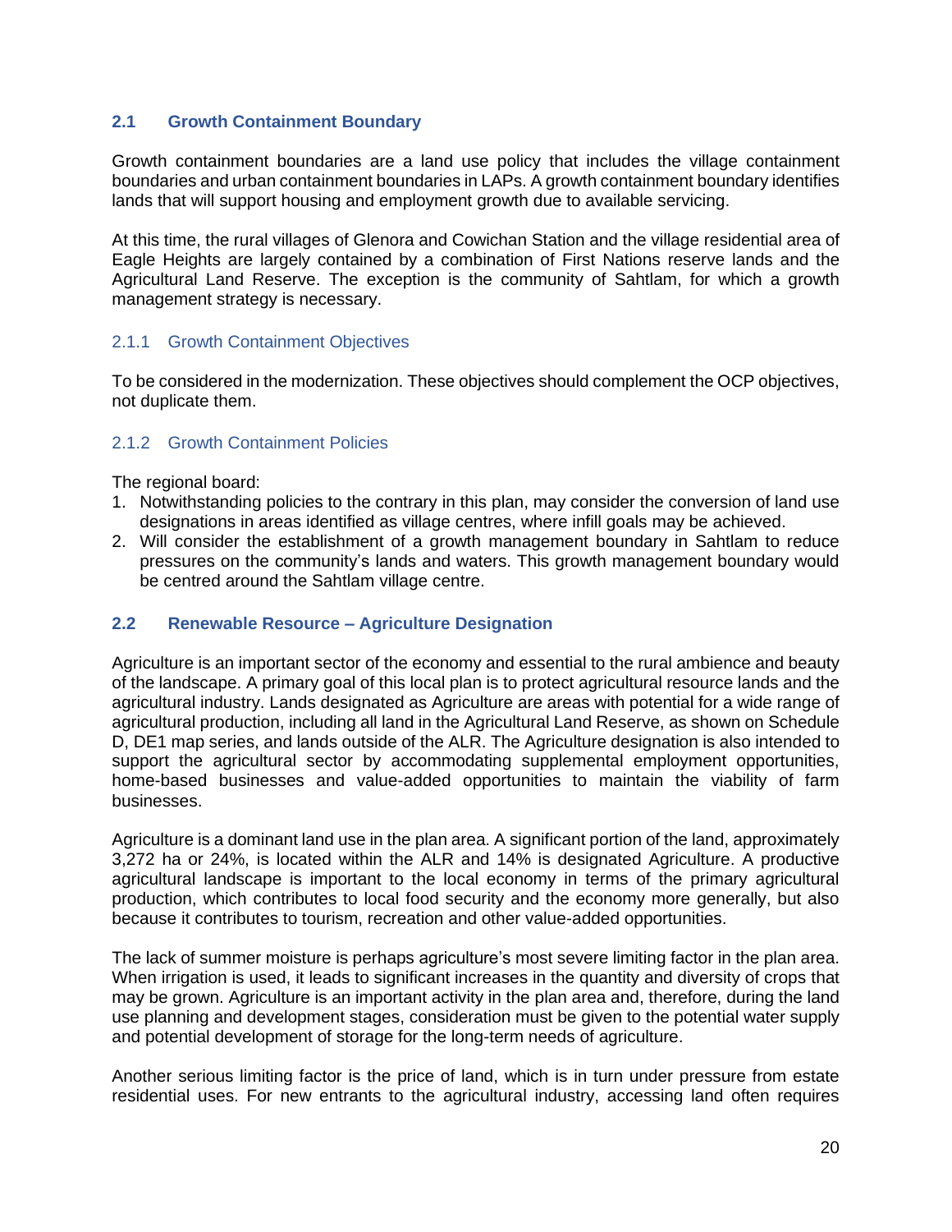## 2.1 Growth Containment Boundary

Growth containment boundaries are a land use policy that includes the village containment boundaries and urban containment boundaries in LAPs. A growth containment boundary identifies lands that will support housing and employment growth due to available servicing.

At this time, the rural villages of Glenora and Cowichan Station and the village residential area of Eagle Heights are largely contained by a combination of First Nations reserve lands and the Agricultural Land Reserve. The exception is the community of Sahtlam, for which a growth management strategy is necessary.

### 2.1.1 Growth Containment Objectives

To be considered in the modernization. These objectives should complement the OCP objectives, not duplicate them.

### 2.1.2 Growth Containment Policies

The regional board:

1. Notwithstanding policies to the contrary in this plan, may consider the conversion of land use designations in areas identified as village centres, where infill goals may be achieved.
2. Will consider the establishment of a growth management boundary in Sahtlam to reduce pressures on the community's lands and waters. This growth management boundary would be centred around the Sahtlam village centre.

## 2.2 Renewable Resource – Agriculture Designation

Agriculture is an important sector of the economy and essential to the rural ambience and beauty of the landscape. A primary goal of this local plan is to protect agricultural resource lands and the agricultural industry. Lands designated as Agriculture are areas with potential for a wide range of agricultural production, including all land in the Agricultural Land Reserve, as shown on Schedule D, DE1 map series, and lands outside of the ALR. The Agriculture designation is also intended to support the agricultural sector by accommodating supplemental employment opportunities, home-based businesses and value-added opportunities to maintain the viability of farm businesses.

Agriculture is a dominant land use in the plan area. A significant portion of the land, approximately 3,272 ha or 24%, is located within the ALR and 14% is designated Agriculture. A productive agricultural landscape is important to the local economy in terms of the primary agricultural production, which contributes to local food security and the economy more generally, but also because it contributes to tourism, recreation and other value-added opportunities.

The lack of summer moisture is perhaps agriculture's most severe limiting factor in the plan area. When irrigation is used, it leads to significant increases in the quantity and diversity of crops that may be grown. Agriculture is an important activity in the plan area and, therefore, during the land use planning and development stages, consideration must be given to the potential water supply and potential development of storage for the long-term needs of agriculture.

Another serious limiting factor is the price of land, which is in turn under pressure from estate residential uses. For new entrants to the agricultural industry, accessing land often requires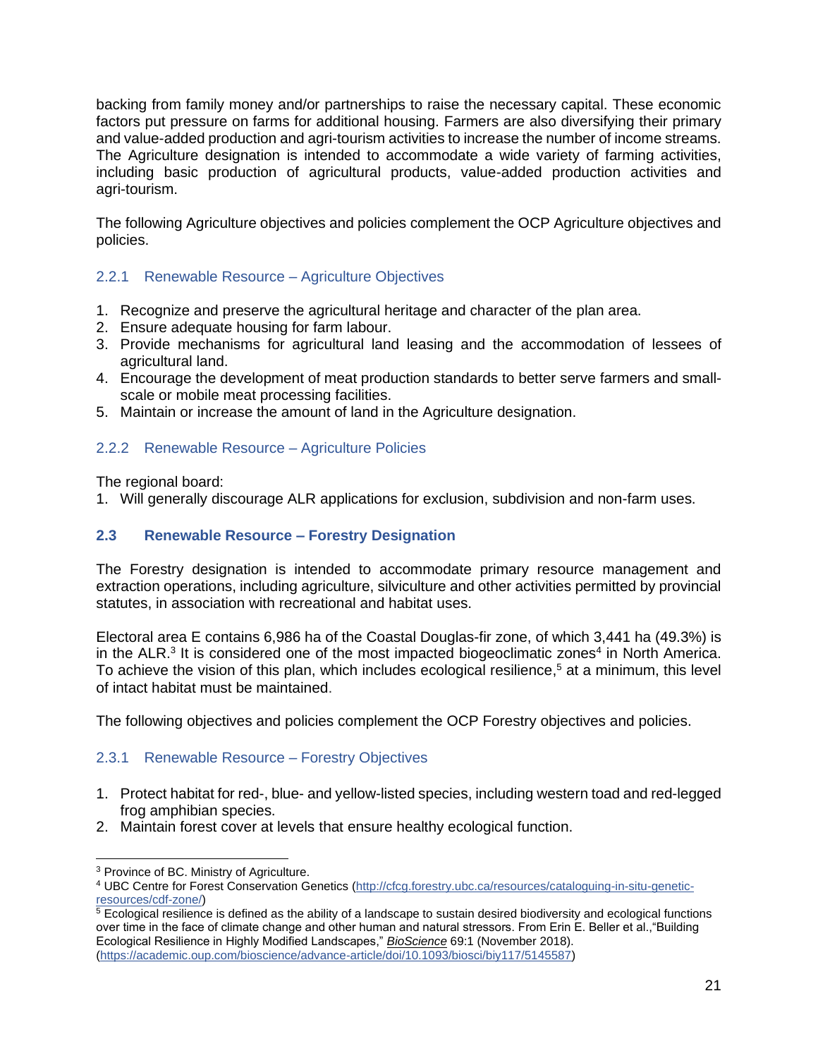backing from family money and/or partnerships to raise the necessary capital. These economic factors put pressure on farms for additional housing. Farmers are also diversifying their primary and value-added production and agri-tourism activities to increase the number of income streams. The Agriculture designation is intended to accommodate a wide variety of farming activities, including basic production of agricultural products, value-added production activities and agri-tourism.

The following Agriculture objectives and policies complement the OCP Agriculture objectives and policies.

### 2.2.1 Renewable Resource – Agriculture Objectives

1. Recognize and preserve the agricultural heritage and character of the plan area.
2. Ensure adequate housing for farm labour.
3. Provide mechanisms for agricultural land leasing and the accommodation of lessees of agricultural land.
4. Encourage the development of meat production standards to better serve farmers and small-scale or mobile meat processing facilities.
5. Maintain or increase the amount of land in the Agriculture designation.

### 2.2.2 Renewable Resource – Agriculture Policies

The regional board:

1. Will generally discourage ALR applications for exclusion, subdivision and non-farm uses.

## 2.3 Renewable Resource – Forestry Designation

The Forestry designation is intended to accommodate primary resource management and extraction operations, including agriculture, silviculture and other activities permitted by provincial statutes, in association with recreational and habitat uses.

Electoral area E contains 6,986 ha of the Coastal Douglas-fir zone, of which 3,441 ha (49.3%) is in the ALR.[3] It is considered one of the most impacted biogeoclimatic zones[4] in North America. To achieve the vision of this plan, which includes ecological resilience,[5] at a minimum, this level of intact habitat must be maintained.

The following objectives and policies complement the OCP Forestry objectives and policies.

### 2.3.1 Renewable Resource – Forestry Objectives

1. Protect habitat for red-, blue- and yellow-listed species, including western toad and red-legged frog amphibian species.
2. Maintain forest cover at levels that ensure healthy ecological function.

---

[3] Province of BC. Ministry of Agriculture.

[4] UBC Centre for Forest Conservation Genetics (http://cfcg.forestry.ubc.ca/resources/cataloguing-in-situ-genetic-resources/cdf-zone/)

[5] Ecological resilience is defined as the ability of a landscape to sustain desired biodiversity and ecological functions over time in the face of climate change and other human and natural stressors. From Erin E. Beller et al.,"Building Ecological Resilience in Highly Modified Landscapes," *BioScience* 69:1 (November 2018). (https://academic.oup.com/bioscience/advance-article/doi/10.1093/biosci/biy117/5145587)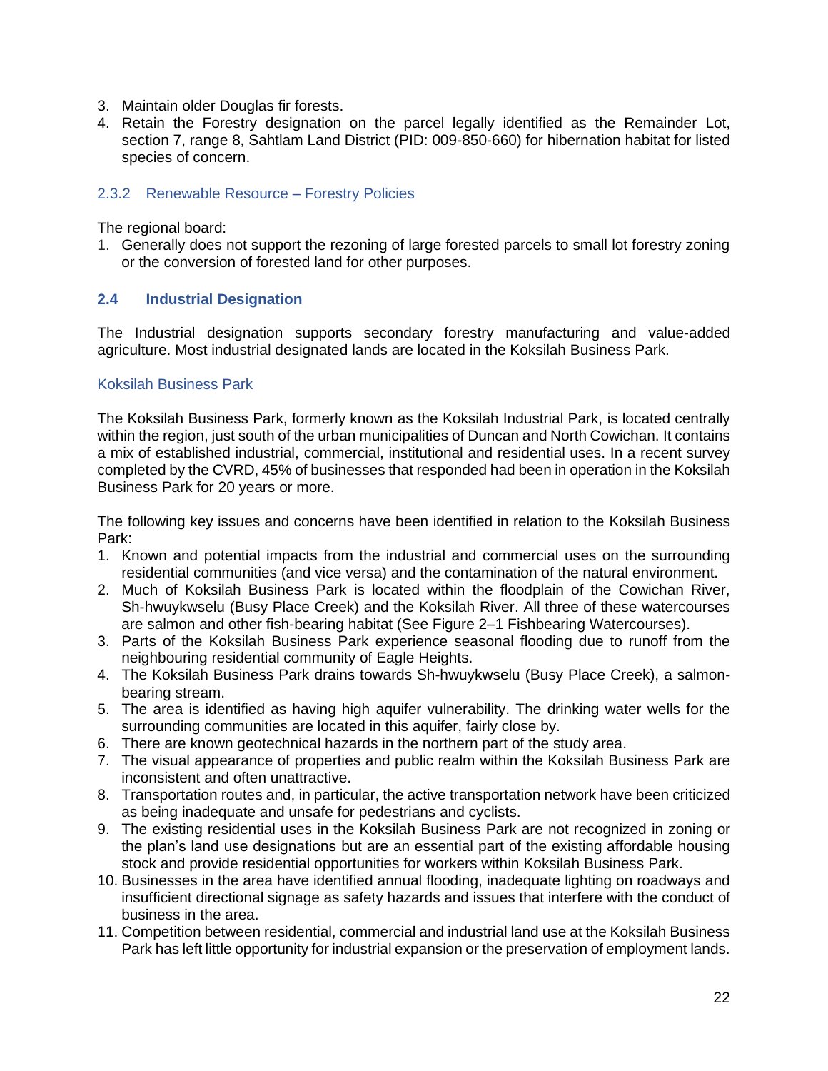3. Maintain older Douglas fir forests.
4. Retain the Forestry designation on the parcel legally identified as the Remainder Lot, section 7, range 8, Sahtlam Land District (PID: 009-850-660) for hibernation habitat for listed species of concern.

### 2.3.2 Renewable Resource – Forestry Policies

The regional board:

1. Generally does not support the rezoning of large forested parcels to small lot forestry zoning or the conversion of forested land for other purposes.

## 2.4 Industrial Designation

The Industrial designation supports secondary forestry manufacturing and value-added agriculture. Most industrial designated lands are located in the Koksilah Business Park.

### Koksilah Business Park

The Koksilah Business Park, formerly known as the Koksilah Industrial Park, is located centrally within the region, just south of the urban municipalities of Duncan and North Cowichan. It contains a mix of established industrial, commercial, institutional and residential uses. In a recent survey completed by the CVRD, 45% of businesses that responded had been in operation in the Koksilah Business Park for 20 years or more.

The following key issues and concerns have been identified in relation to the Koksilah Business Park:

1. Known and potential impacts from the industrial and commercial uses on the surrounding residential communities (and vice versa) and the contamination of the natural environment.
2. Much of Koksilah Business Park is located within the floodplain of the Cowichan River, Sh-hwuykwselu (Busy Place Creek) and the Koksilah River. All three of these watercourses are salmon and other fish-bearing habitat (See Figure 2–1 Fishbearing Watercourses).
3. Parts of the Koksilah Business Park experience seasonal flooding due to runoff from the neighbouring residential community of Eagle Heights.
4. The Koksilah Business Park drains towards Sh-hwuykwselu (Busy Place Creek), a salmon-bearing stream.
5. The area is identified as having high aquifer vulnerability. The drinking water wells for the surrounding communities are located in this aquifer, fairly close by.
6. There are known geotechnical hazards in the northern part of the study area.
7. The visual appearance of properties and public realm within the Koksilah Business Park are inconsistent and often unattractive.
8. Transportation routes and, in particular, the active transportation network have been criticized as being inadequate and unsafe for pedestrians and cyclists.
9. The existing residential uses in the Koksilah Business Park are not recognized in zoning or the plan's land use designations but are an essential part of the existing affordable housing stock and provide residential opportunities for workers within Koksilah Business Park.
10. Businesses in the area have identified annual flooding, inadequate lighting on roadways and insufficient directional signage as safety hazards and issues that interfere with the conduct of business in the area.
11. Competition between residential, commercial and industrial land use at the Koksilah Business Park has left little opportunity for industrial expansion or the preservation of employment lands.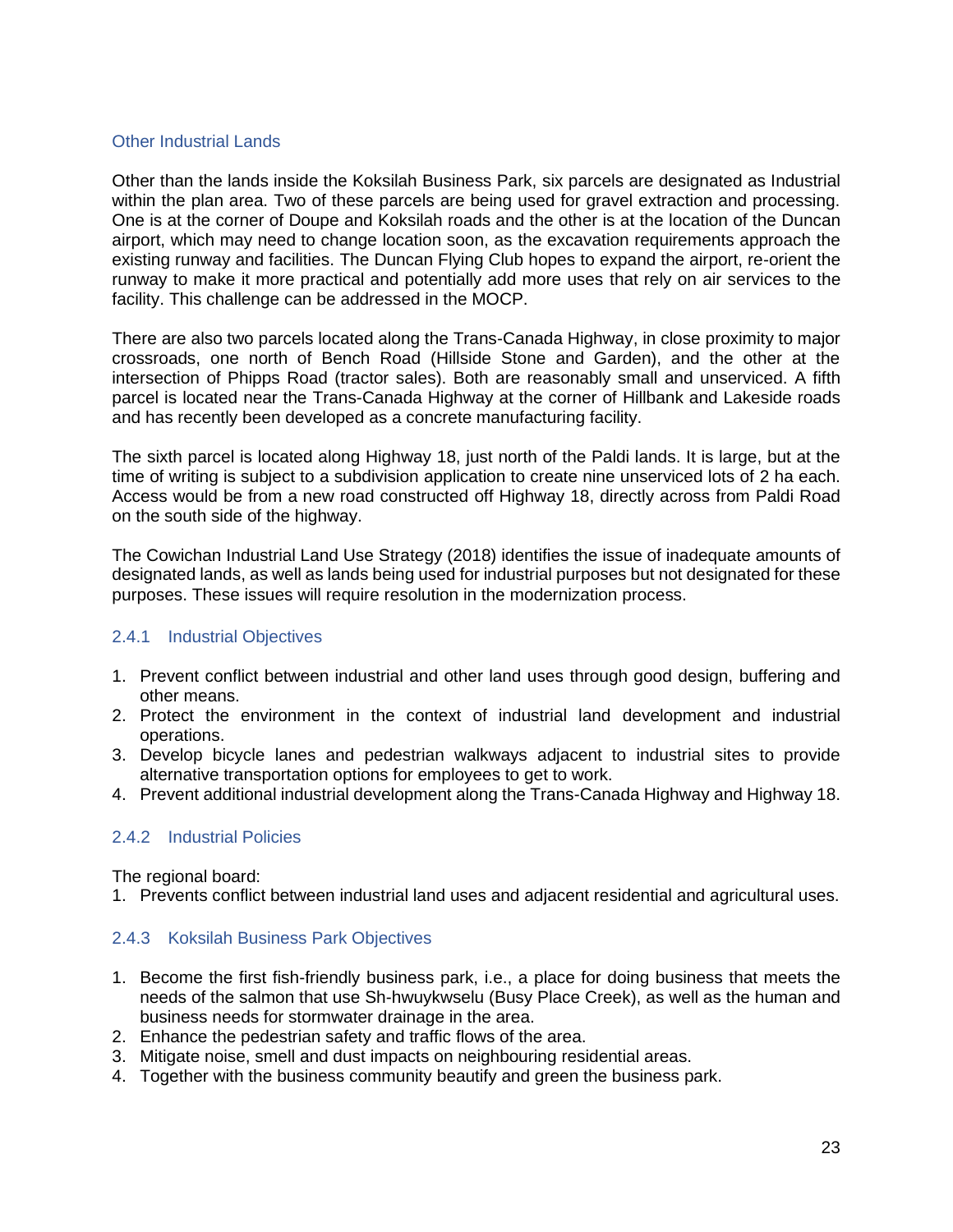### Other Industrial Lands

Other than the lands inside the Koksilah Business Park, six parcels are designated as Industrial within the plan area. Two of these parcels are being used for gravel extraction and processing. One is at the corner of Doupe and Koksilah roads and the other is at the location of the Duncan airport, which may need to change location soon, as the excavation requirements approach the existing runway and facilities. The Duncan Flying Club hopes to expand the airport, re-orient the runway to make it more practical and potentially add more uses that rely on air services to the facility. This challenge can be addressed in the MOCP.

There are also two parcels located along the Trans-Canada Highway, in close proximity to major crossroads, one north of Bench Road (Hillside Stone and Garden), and the other at the intersection of Phipps Road (tractor sales). Both are reasonably small and unserviced. A fifth parcel is located near the Trans-Canada Highway at the corner of Hillbank and Lakeside roads and has recently been developed as a concrete manufacturing facility.

The sixth parcel is located along Highway 18, just north of the Paldi lands. It is large, but at the time of writing is subject to a subdivision application to create nine unserviced lots of 2 ha each. Access would be from a new road constructed off Highway 18, directly across from Paldi Road on the south side of the highway.

The Cowichan Industrial Land Use Strategy (2018) identifies the issue of inadequate amounts of designated lands, as well as lands being used for industrial purposes but not designated for these purposes. These issues will require resolution in the modernization process.

### 2.4.1 Industrial Objectives

1. Prevent conflict between industrial and other land uses through good design, buffering and other means.
2. Protect the environment in the context of industrial land development and industrial operations.
3. Develop bicycle lanes and pedestrian walkways adjacent to industrial sites to provide alternative transportation options for employees to get to work.
4. Prevent additional industrial development along the Trans-Canada Highway and Highway 18.

### 2.4.2 Industrial Policies

The regional board:

1. Prevents conflict between industrial land uses and adjacent residential and agricultural uses.

### 2.4.3 Koksilah Business Park Objectives

1. Become the first fish-friendly business park, i.e., a place for doing business that meets the needs of the salmon that use Sh-hwuykwselu (Busy Place Creek), as well as the human and business needs for stormwater drainage in the area.
2. Enhance the pedestrian safety and traffic flows of the area.
3. Mitigate noise, smell and dust impacts on neighbouring residential areas.
4. Together with the business community beautify and green the business park.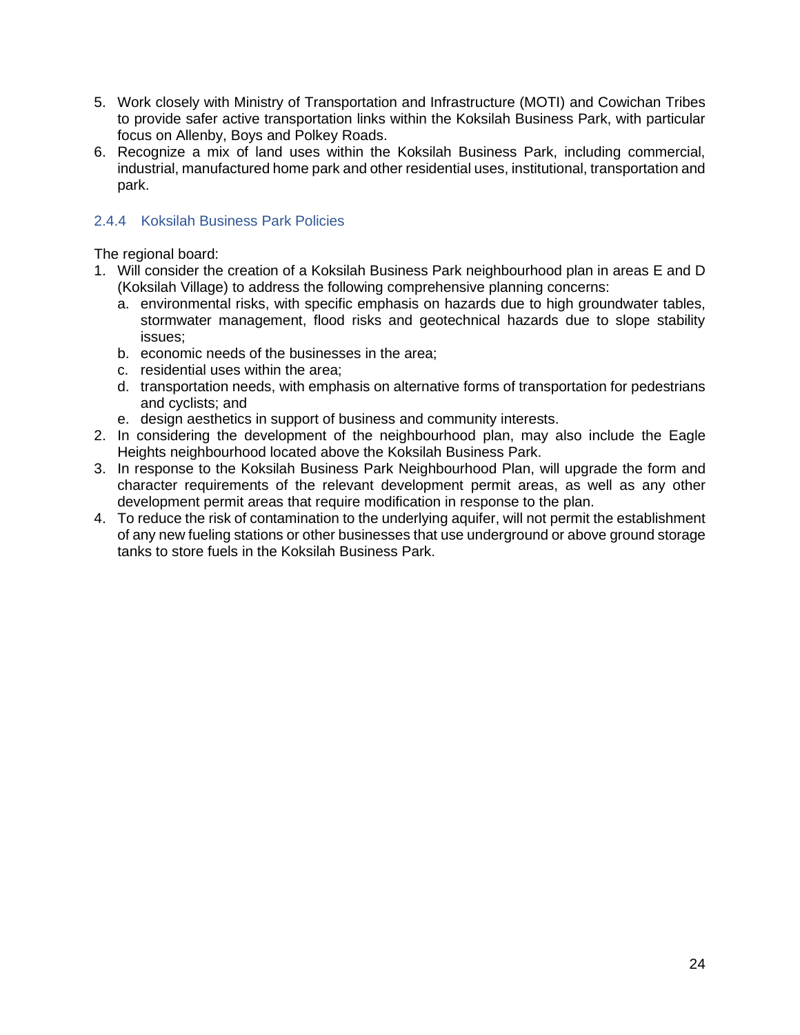5. Work closely with Ministry of Transportation and Infrastructure (MOTI) and Cowichan Tribes to provide safer active transportation links within the Koksilah Business Park, with particular focus on Allenby, Boys and Polkey Roads.
6. Recognize a mix of land uses within the Koksilah Business Park, including commercial, industrial, manufactured home park and other residential uses, institutional, transportation and park.

### 2.4.4 Koksilah Business Park Policies

The regional board:

1. Will consider the creation of a Koksilah Business Park neighbourhood plan in areas E and D (Koksilah Village) to address the following comprehensive planning concerns:
   a. environmental risks, with specific emphasis on hazards due to high groundwater tables, stormwater management, flood risks and geotechnical hazards due to slope stability issues;
   b. economic needs of the businesses in the area;
   c. residential uses within the area;
   d. transportation needs, with emphasis on alternative forms of transportation for pedestrians and cyclists; and
   e. design aesthetics in support of business and community interests.
2. In considering the development of the neighbourhood plan, may also include the Eagle Heights neighbourhood located above the Koksilah Business Park.
3. In response to the Koksilah Business Park Neighbourhood Plan, will upgrade the form and character requirements of the relevant development permit areas, as well as any other development permit areas that require modification in response to the plan.
4. To reduce the risk of contamination to the underlying aquifer, will not permit the establishment of any new fueling stations or other businesses that use underground or above ground storage tanks to store fuels in the Koksilah Business Park.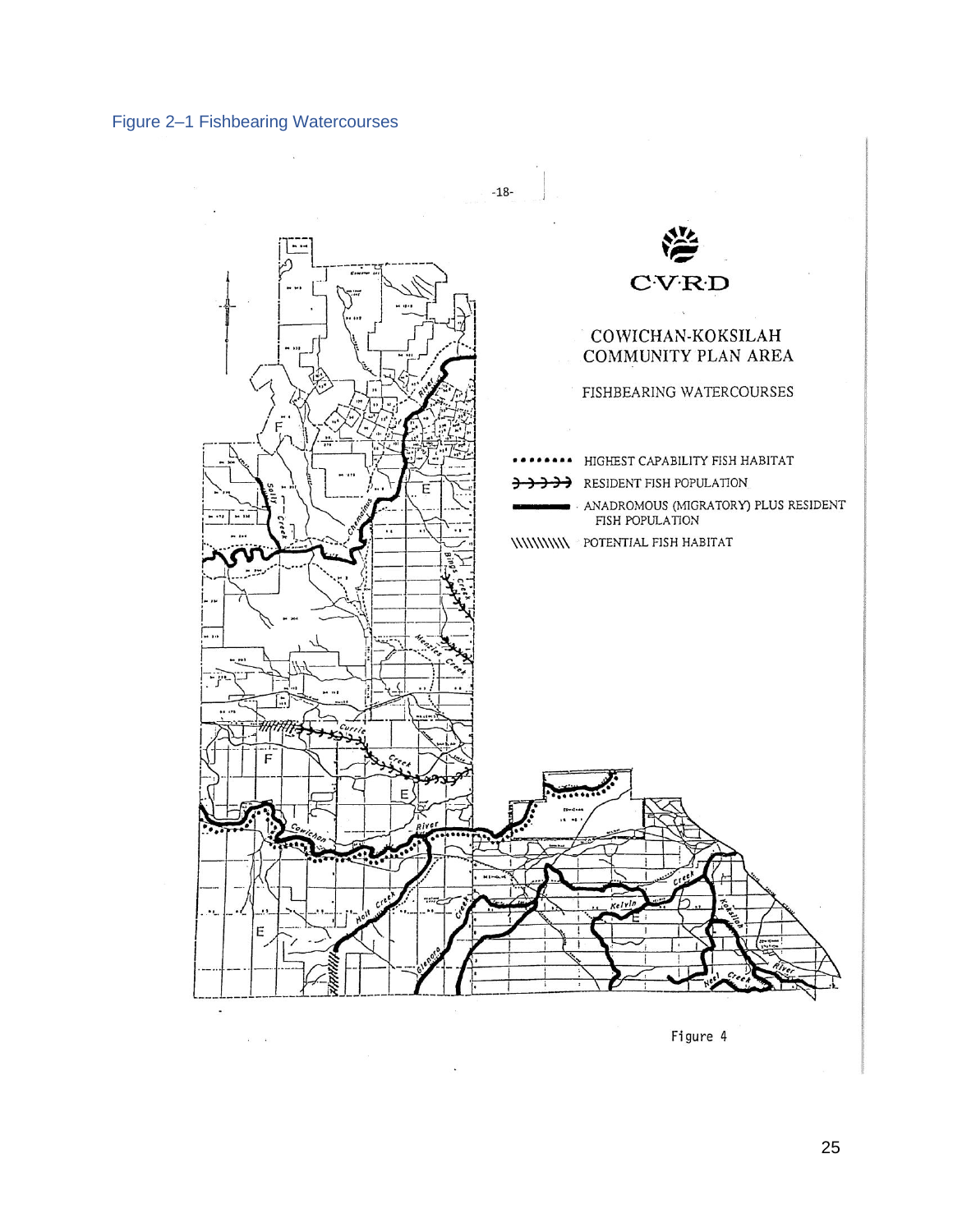Figure 2–1 Fishbearing Watercourses

-18-

CVRD

COWICHAN-KOKSILAH COMMUNITY PLAN AREA

FISHBEARING WATERCOURSES

HIGHEST CAPABILITY FISH HABITAT

RESIDENT FISH POPULATION

ANADROMOUS (MIGRATORY) PLUS RESIDENT FISH POPULATION

POTENTIAL FISH HABITAT

Figure 4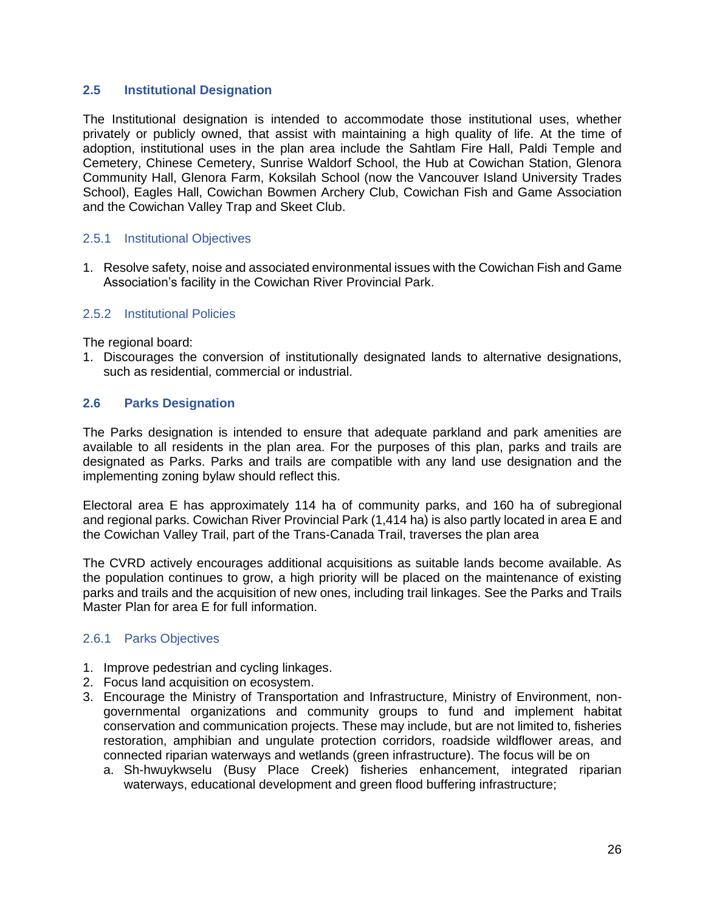## 2.5 Institutional Designation

The Institutional designation is intended to accommodate those institutional uses, whether privately or publicly owned, that assist with maintaining a high quality of life. At the time of adoption, institutional uses in the plan area include the Sahtlam Fire Hall, Paldi Temple and Cemetery, Chinese Cemetery, Sunrise Waldorf School, the Hub at Cowichan Station, Glenora Community Hall, Glenora Farm, Koksilah School (now the Vancouver Island University Trades School), Eagles Hall, Cowichan Bowmen Archery Club, Cowichan Fish and Game Association and the Cowichan Valley Trap and Skeet Club.

### 2.5.1 Institutional Objectives

1. Resolve safety, noise and associated environmental issues with the Cowichan Fish and Game Association's facility in the Cowichan River Provincial Park.

### 2.5.2 Institutional Policies

The regional board:

1. Discourages the conversion of institutionally designated lands to alternative designations, such as residential, commercial or industrial.

## 2.6 Parks Designation

The Parks designation is intended to ensure that adequate parkland and park amenities are available to all residents in the plan area. For the purposes of this plan, parks and trails are designated as Parks. Parks and trails are compatible with any land use designation and the implementing zoning bylaw should reflect this.

Electoral area E has approximately 114 ha of community parks, and 160 ha of subregional and regional parks. Cowichan River Provincial Park (1,414 ha) is also partly located in area E and the Cowichan Valley Trail, part of the Trans-Canada Trail, traverses the plan area

The CVRD actively encourages additional acquisitions as suitable lands become available. As the population continues to grow, a high priority will be placed on the maintenance of existing parks and trails and the acquisition of new ones, including trail linkages. See the Parks and Trails Master Plan for area E for full information.

### 2.6.1 Parks Objectives

1. Improve pedestrian and cycling linkages.
2. Focus land acquisition on ecosystem.
3. Encourage the Ministry of Transportation and Infrastructure, Ministry of Environment, non-governmental organizations and community groups to fund and implement habitat conservation and communication projects. These may include, but are not limited to, fisheries restoration, amphibian and ungulate protection corridors, roadside wildflower areas, and connected riparian waterways and wetlands (green infrastructure). The focus will be on
   a. Sh-hwuykwselu (Busy Place Creek) fisheries enhancement, integrated riparian waterways, educational development and green flood buffering infrastructure;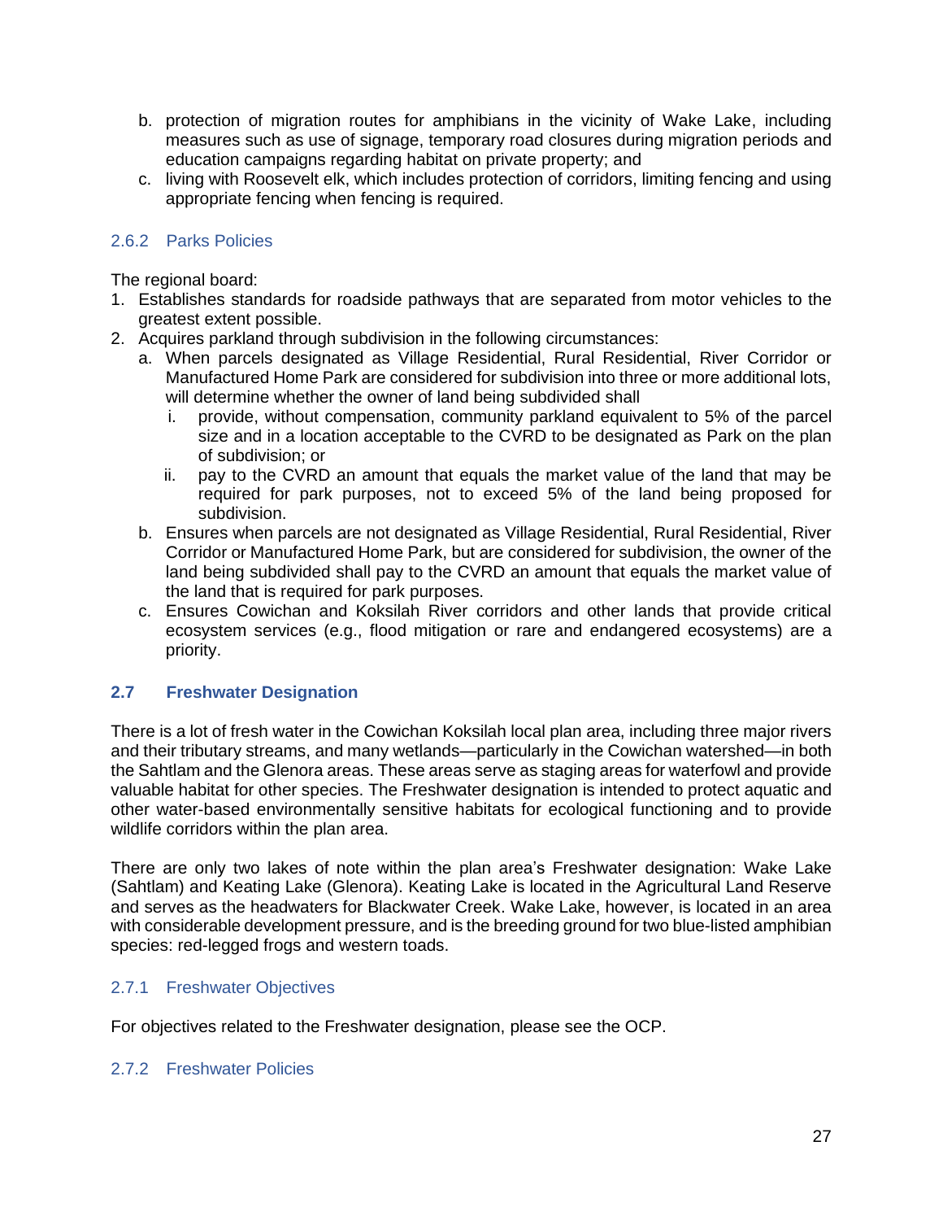b. protection of migration routes for amphibians in the vicinity of Wake Lake, including measures such as use of signage, temporary road closures during migration periods and education campaigns regarding habitat on private property; and
c. living with Roosevelt elk, which includes protection of corridors, limiting fencing and using appropriate fencing when fencing is required.

### 2.6.2 Parks Policies

The regional board:

1. Establishes standards for roadside pathways that are separated from motor vehicles to the greatest extent possible.
2. Acquires parkland through subdivision in the following circumstances:
   a. When parcels designated as Village Residential, Rural Residential, River Corridor or Manufactured Home Park are considered for subdivision into three or more additional lots, will determine whether the owner of land being subdivided shall
      i. provide, without compensation, community parkland equivalent to 5% of the parcel size and in a location acceptable to the CVRD to be designated as Park on the plan of subdivision; or
      ii. pay to the CVRD an amount that equals the market value of the land that may be required for park purposes, not to exceed 5% of the land being proposed for subdivision.
   b. Ensures when parcels are not designated as Village Residential, Rural Residential, River Corridor or Manufactured Home Park, but are considered for subdivision, the owner of the land being subdivided shall pay to the CVRD an amount that equals the market value of the land that is required for park purposes.
   c. Ensures Cowichan and Koksilah River corridors and other lands that provide critical ecosystem services (e.g., flood mitigation or rare and endangered ecosystems) are a priority.

## 2.7 Freshwater Designation

There is a lot of fresh water in the Cowichan Koksilah local plan area, including three major rivers and their tributary streams, and many wetlands—particularly in the Cowichan watershed—in both the Sahtlam and the Glenora areas. These areas serve as staging areas for waterfowl and provide valuable habitat for other species. The Freshwater designation is intended to protect aquatic and other water-based environmentally sensitive habitats for ecological functioning and to provide wildlife corridors within the plan area.

There are only two lakes of note within the plan area's Freshwater designation: Wake Lake (Sahtlam) and Keating Lake (Glenora). Keating Lake is located in the Agricultural Land Reserve and serves as the headwaters for Blackwater Creek. Wake Lake, however, is located in an area with considerable development pressure, and is the breeding ground for two blue-listed amphibian species: red-legged frogs and western toads.

### 2.7.1 Freshwater Objectives

For objectives related to the Freshwater designation, please see the OCP.

### 2.7.2 Freshwater Policies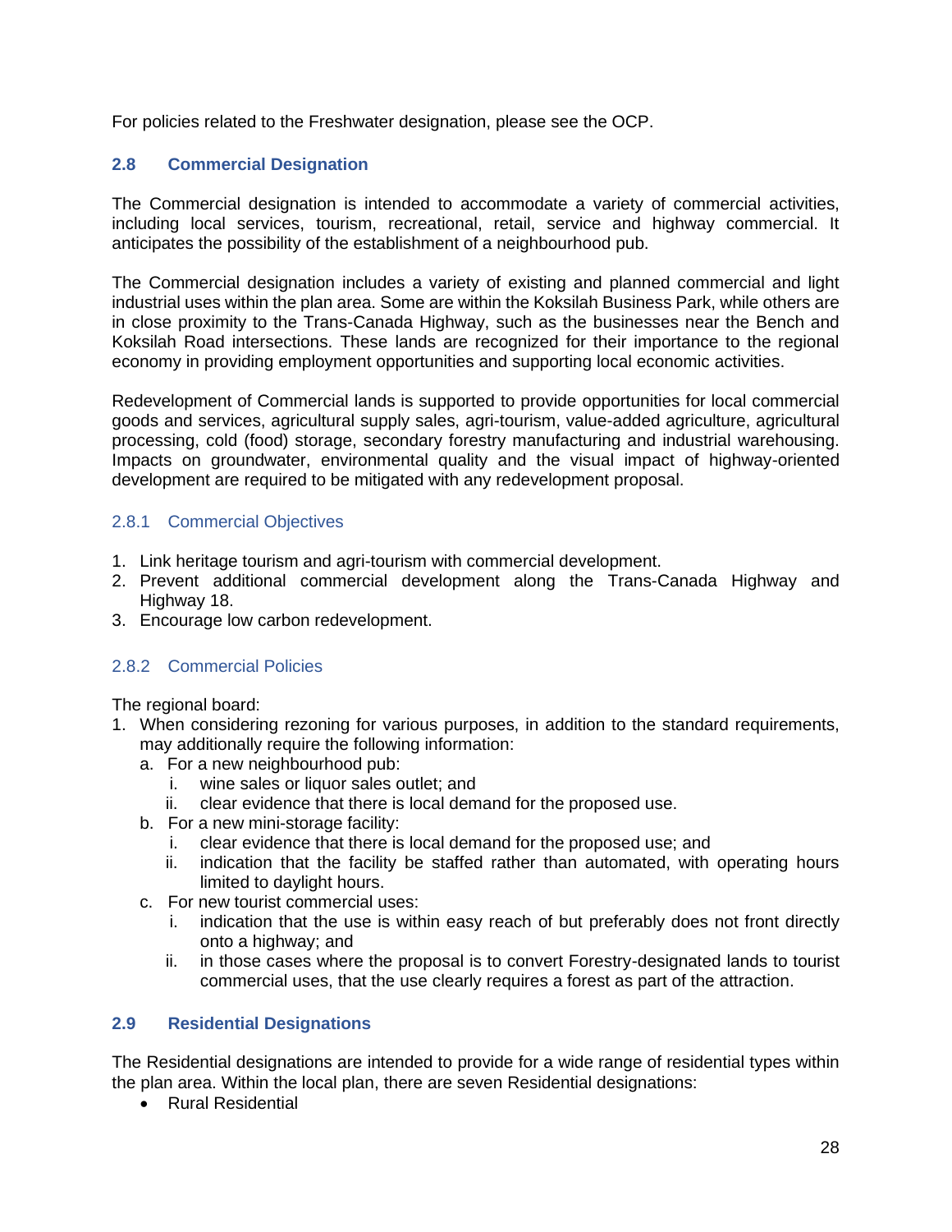For policies related to the Freshwater designation, please see the OCP.

## 2.8 Commercial Designation

The Commercial designation is intended to accommodate a variety of commercial activities, including local services, tourism, recreational, retail, service and highway commercial. It anticipates the possibility of the establishment of a neighbourhood pub.

The Commercial designation includes a variety of existing and planned commercial and light industrial uses within the plan area. Some are within the Koksilah Business Park, while others are in close proximity to the Trans-Canada Highway, such as the businesses near the Bench and Koksilah Road intersections. These lands are recognized for their importance to the regional economy in providing employment opportunities and supporting local economic activities.

Redevelopment of Commercial lands is supported to provide opportunities for local commercial goods and services, agricultural supply sales, agri-tourism, value-added agriculture, agricultural processing, cold (food) storage, secondary forestry manufacturing and industrial warehousing. Impacts on groundwater, environmental quality and the visual impact of highway-oriented development are required to be mitigated with any redevelopment proposal.

### 2.8.1 Commercial Objectives

1. Link heritage tourism and agri-tourism with commercial development.
2. Prevent additional commercial development along the Trans-Canada Highway and Highway 18.
3. Encourage low carbon redevelopment.

### 2.8.2 Commercial Policies

The regional board:

1. When considering rezoning for various purposes, in addition to the standard requirements, may additionally require the following information:
   a. For a new neighbourhood pub:
      i. wine sales or liquor sales outlet; and
      ii. clear evidence that there is local demand for the proposed use.
   b. For a new mini-storage facility:
      i. clear evidence that there is local demand for the proposed use; and
      ii. indication that the facility be staffed rather than automated, with operating hours limited to daylight hours.
   c. For new tourist commercial uses:
      i. indication that the use is within easy reach of but preferably does not front directly onto a highway; and
      ii. in those cases where the proposal is to convert Forestry-designated lands to tourist commercial uses, that the use clearly requires a forest as part of the attraction.

## 2.9 Residential Designations

The Residential designations are intended to provide for a wide range of residential types within the plan area. Within the local plan, there are seven Residential designations:

- Rural Residential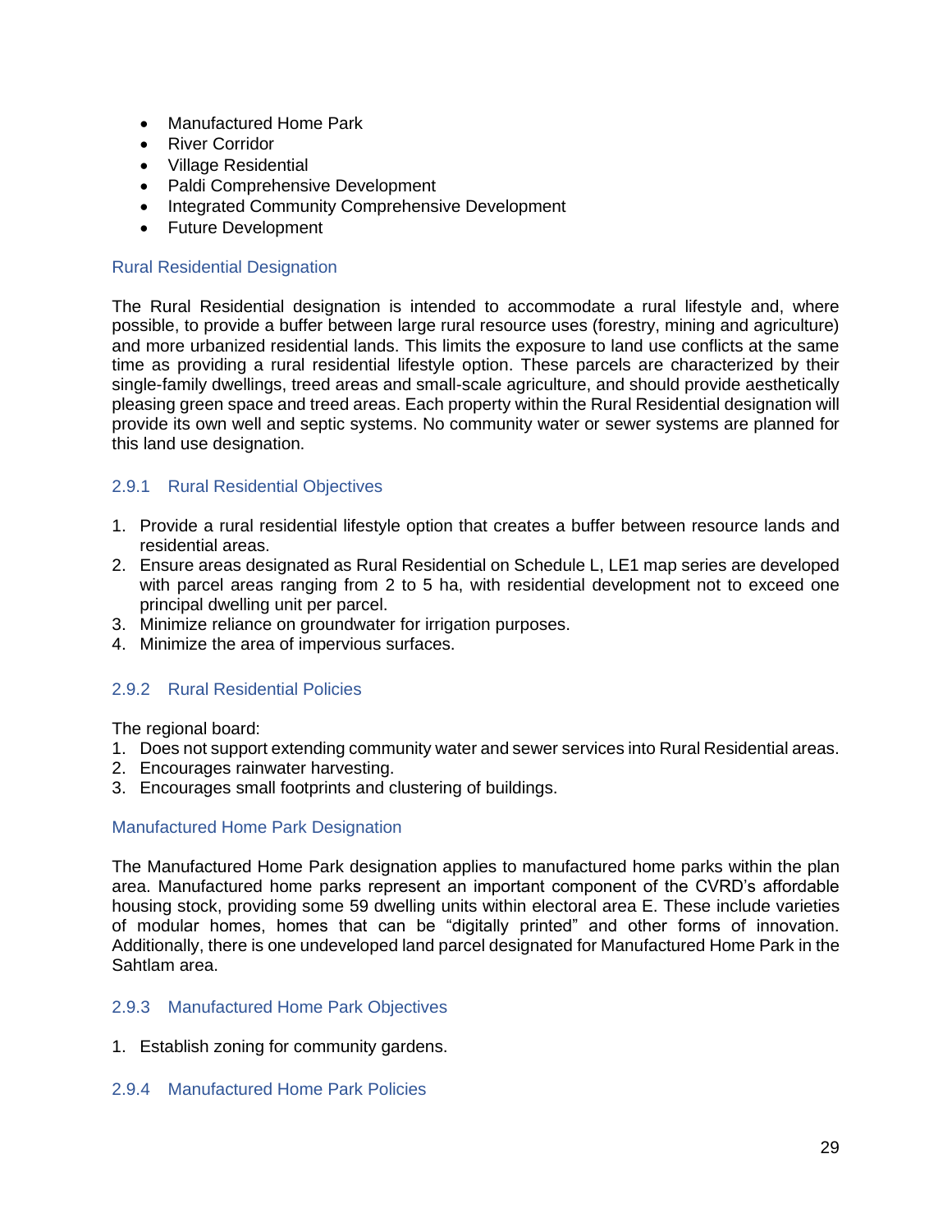- Manufactured Home Park
- River Corridor
- Village Residential
- Paldi Comprehensive Development
- Integrated Community Comprehensive Development
- Future Development

### Rural Residential Designation

The Rural Residential designation is intended to accommodate a rural lifestyle and, where possible, to provide a buffer between large rural resource uses (forestry, mining and agriculture) and more urbanized residential lands. This limits the exposure to land use conflicts at the same time as providing a rural residential lifestyle option. These parcels are characterized by their single-family dwellings, treed areas and small-scale agriculture, and should provide aesthetically pleasing green space and treed areas. Each property within the Rural Residential designation will provide its own well and septic systems. No community water or sewer systems are planned for this land use designation.

#### 2.9.1 Rural Residential Objectives

1. Provide a rural residential lifestyle option that creates a buffer between resource lands and residential areas.
2. Ensure areas designated as Rural Residential on Schedule L, LE1 map series are developed with parcel areas ranging from 2 to 5 ha, with residential development not to exceed one principal dwelling unit per parcel.
3. Minimize reliance on groundwater for irrigation purposes.
4. Minimize the area of impervious surfaces.

#### 2.9.2 Rural Residential Policies

The regional board:

1. Does not support extending community water and sewer services into Rural Residential areas.
2. Encourages rainwater harvesting.
3. Encourages small footprints and clustering of buildings.

### Manufactured Home Park Designation

The Manufactured Home Park designation applies to manufactured home parks within the plan area. Manufactured home parks represent an important component of the CVRD's affordable housing stock, providing some 59 dwelling units within electoral area E. These include varieties of modular homes, homes that can be "digitally printed" and other forms of innovation. Additionally, there is one undeveloped land parcel designated for Manufactured Home Park in the Sahtlam area.

#### 2.9.3 Manufactured Home Park Objectives

1. Establish zoning for community gardens.

#### 2.9.4 Manufactured Home Park Policies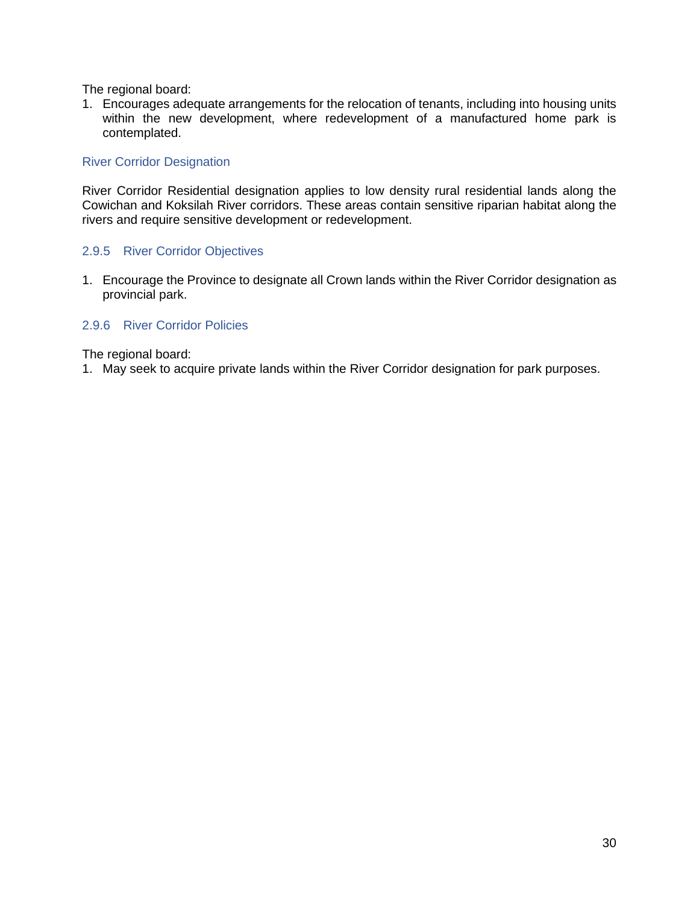The regional board:

1. Encourages adequate arrangements for the relocation of tenants, including into housing units within the new development, where redevelopment of a manufactured home park is contemplated.

### River Corridor Designation

River Corridor Residential designation applies to low density rural residential lands along the Cowichan and Koksilah River corridors. These areas contain sensitive riparian habitat along the rivers and require sensitive development or redevelopment.

### 2.9.5 River Corridor Objectives

1. Encourage the Province to designate all Crown lands within the River Corridor designation as provincial park.

### 2.9.6 River Corridor Policies

The regional board:

1. May seek to acquire private lands within the River Corridor designation for park purposes.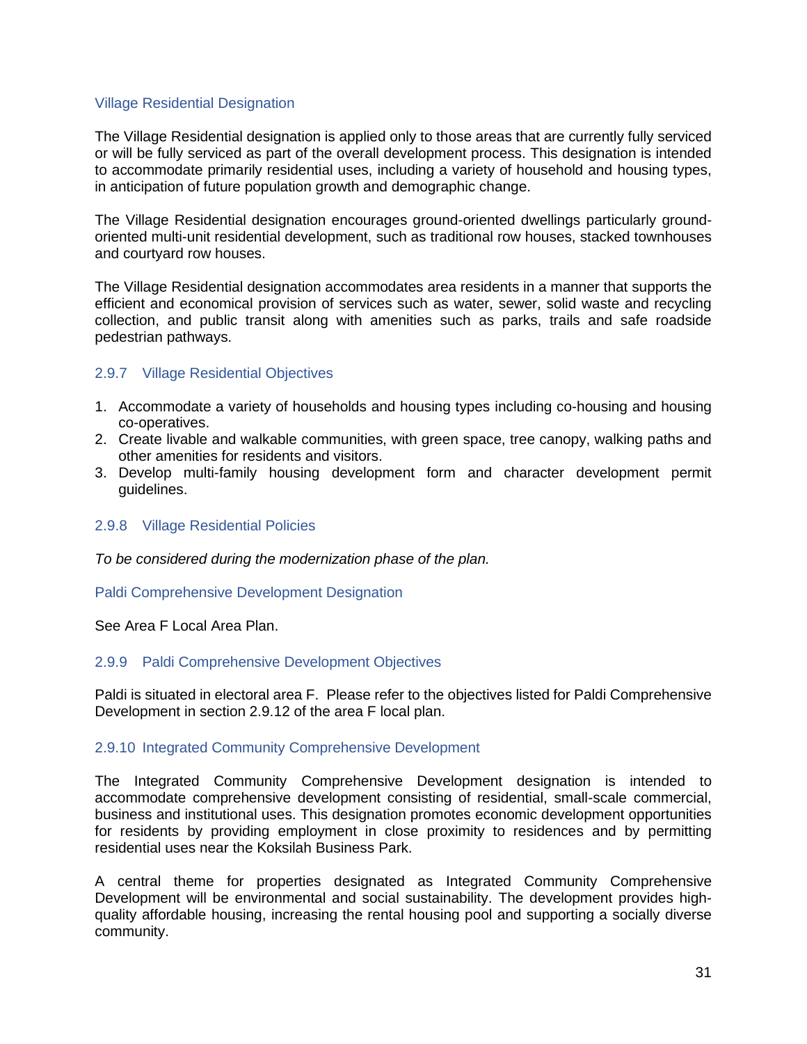### Village Residential Designation

The Village Residential designation is applied only to those areas that are currently fully serviced or will be fully serviced as part of the overall development process. This designation is intended to accommodate primarily residential uses, including a variety of household and housing types, in anticipation of future population growth and demographic change.

The Village Residential designation encourages ground-oriented dwellings particularly ground-oriented multi-unit residential development, such as traditional row houses, stacked townhouses and courtyard row houses.

The Village Residential designation accommodates area residents in a manner that supports the efficient and economical provision of services such as water, sewer, solid waste and recycling collection, and public transit along with amenities such as parks, trails and safe roadside pedestrian pathways.

### 2.9.7 Village Residential Objectives

1. Accommodate a variety of households and housing types including co-housing and housing co-operatives.
2. Create livable and walkable communities, with green space, tree canopy, walking paths and other amenities for residents and visitors.
3. Develop multi-family housing development form and character development permit guidelines.

### 2.9.8 Village Residential Policies

*To be considered during the modernization phase of the plan.*

### Paldi Comprehensive Development Designation

See Area F Local Area Plan.

### 2.9.9 Paldi Comprehensive Development Objectives

Paldi is situated in electoral area F. Please refer to the objectives listed for Paldi Comprehensive Development in section 2.9.12 of the area F local plan.

### 2.9.10 Integrated Community Comprehensive Development

The Integrated Community Comprehensive Development designation is intended to accommodate comprehensive development consisting of residential, small-scale commercial, business and institutional uses. This designation promotes economic development opportunities for residents by providing employment in close proximity to residences and by permitting residential uses near the Koksilah Business Park.

A central theme for properties designated as Integrated Community Comprehensive Development will be environmental and social sustainability. The development provides high-quality affordable housing, increasing the rental housing pool and supporting a socially diverse community.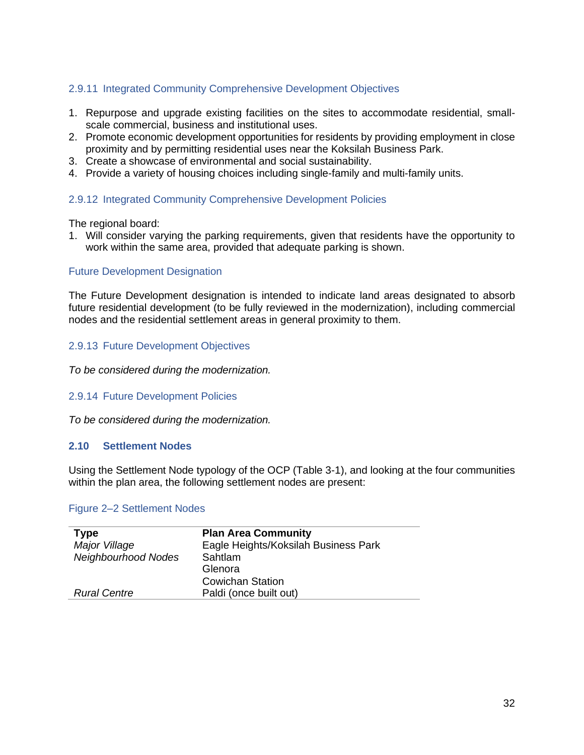### 2.9.11 Integrated Community Comprehensive Development Objectives

1. Repurpose and upgrade existing facilities on the sites to accommodate residential, small-scale commercial, business and institutional uses.
2. Promote economic development opportunities for residents by providing employment in close proximity and by permitting residential uses near the Koksilah Business Park.
3. Create a showcase of environmental and social sustainability.
4. Provide a variety of housing choices including single-family and multi-family units.

### 2.9.12 Integrated Community Comprehensive Development Policies

The regional board:

1. Will consider varying the parking requirements, given that residents have the opportunity to work within the same area, provided that adequate parking is shown.

### Future Development Designation

The Future Development designation is intended to indicate land areas designated to absorb future residential development (to be fully reviewed in the modernization), including commercial nodes and the residential settlement areas in general proximity to them.

### 2.9.13 Future Development Objectives

*To be considered during the modernization.*

### 2.9.14 Future Development Policies

*To be considered during the modernization.*

## 2.10 Settlement Nodes

Using the Settlement Node typology of the OCP (Table 3-1), and looking at the four communities within the plan area, the following settlement nodes are present:

Figure 2–2 Settlement Nodes

| Type | Plan Area Community |
|---|---|
| *Major Village* | Eagle Heights/Koksilah Business Park |
| *Neighbourhood Nodes* | Sahtlam |
| | Glenora |
| | Cowichan Station |
| *Rural Centre* | Paldi (once built out) |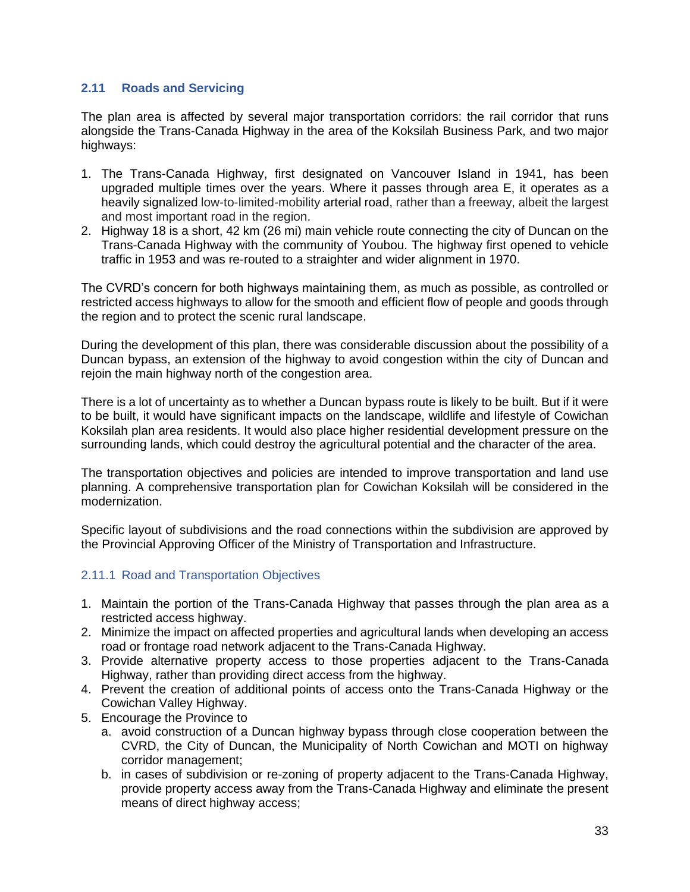## 2.11 Roads and Servicing

The plan area is affected by several major transportation corridors: the rail corridor that runs alongside the Trans-Canada Highway in the area of the Koksilah Business Park, and two major highways:

1. The Trans-Canada Highway, first designated on Vancouver Island in 1941, has been upgraded multiple times over the years. Where it passes through area E, it operates as a heavily signalized low-to-limited-mobility arterial road, rather than a freeway, albeit the largest and most important road in the region.
2. Highway 18 is a short, 42 km (26 mi) main vehicle route connecting the city of Duncan on the Trans-Canada Highway with the community of Youbou. The highway first opened to vehicle traffic in 1953 and was re-routed to a straighter and wider alignment in 1970.

The CVRD's concern for both highways maintaining them, as much as possible, as controlled or restricted access highways to allow for the smooth and efficient flow of people and goods through the region and to protect the scenic rural landscape.

During the development of this plan, there was considerable discussion about the possibility of a Duncan bypass, an extension of the highway to avoid congestion within the city of Duncan and rejoin the main highway north of the congestion area.

There is a lot of uncertainty as to whether a Duncan bypass route is likely to be built. But if it were to be built, it would have significant impacts on the landscape, wildlife and lifestyle of Cowichan Koksilah plan area residents. It would also place higher residential development pressure on the surrounding lands, which could destroy the agricultural potential and the character of the area.

The transportation objectives and policies are intended to improve transportation and land use planning. A comprehensive transportation plan for Cowichan Koksilah will be considered in the modernization.

Specific layout of subdivisions and the road connections within the subdivision are approved by the Provincial Approving Officer of the Ministry of Transportation and Infrastructure.

### 2.11.1 Road and Transportation Objectives

1. Maintain the portion of the Trans-Canada Highway that passes through the plan area as a restricted access highway.
2. Minimize the impact on affected properties and agricultural lands when developing an access road or frontage road network adjacent to the Trans-Canada Highway.
3. Provide alternative property access to those properties adjacent to the Trans-Canada Highway, rather than providing direct access from the highway.
4. Prevent the creation of additional points of access onto the Trans-Canada Highway or the Cowichan Valley Highway.
5. Encourage the Province to
   a. avoid construction of a Duncan highway bypass through close cooperation between the CVRD, the City of Duncan, the Municipality of North Cowichan and MOTI on highway corridor management;
   b. in cases of subdivision or re-zoning of property adjacent to the Trans-Canada Highway, provide property access away from the Trans-Canada Highway and eliminate the present means of direct highway access;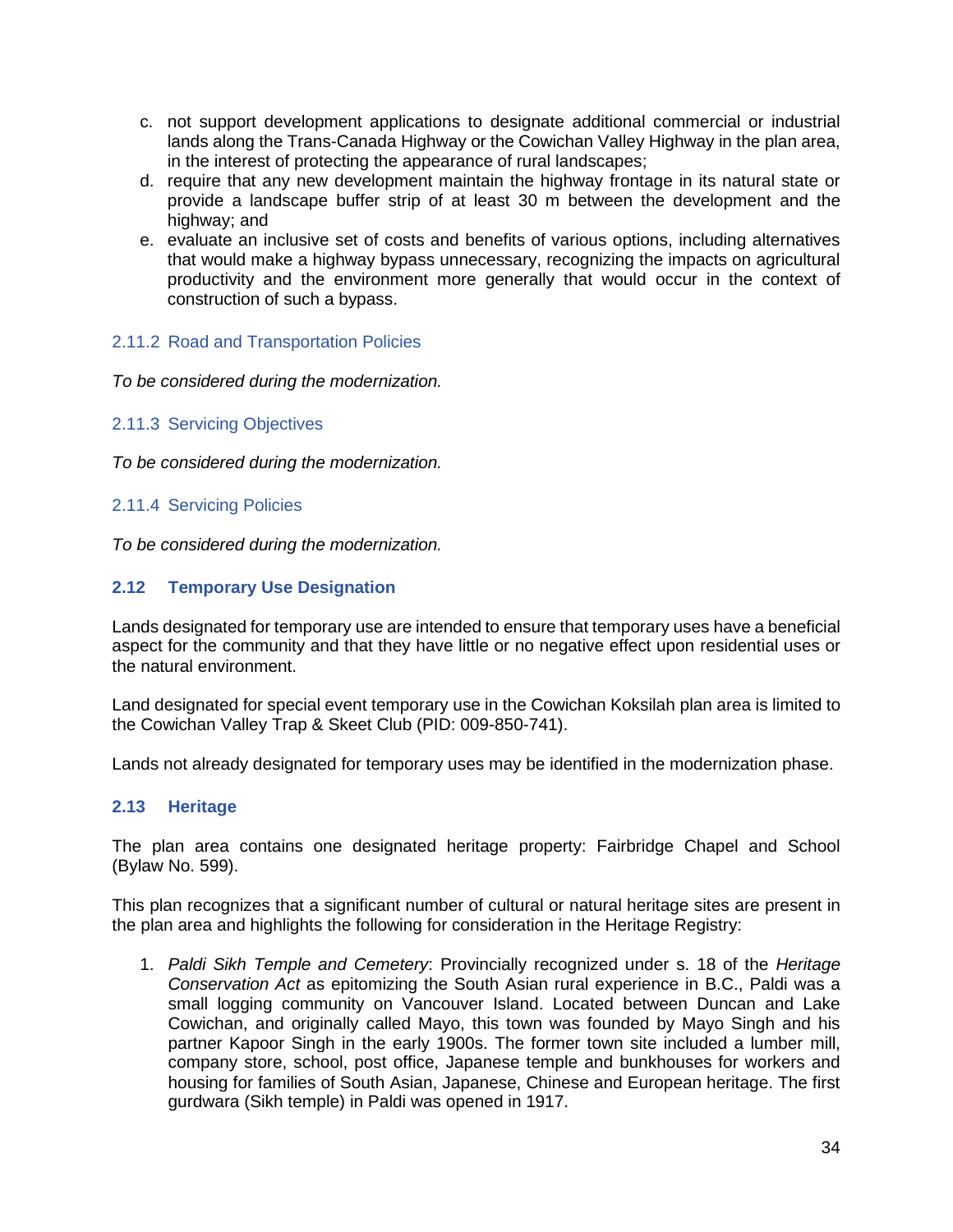c. not support development applications to designate additional commercial or industrial lands along the Trans-Canada Highway or the Cowichan Valley Highway in the plan area, in the interest of protecting the appearance of rural landscapes;
d. require that any new development maintain the highway frontage in its natural state or provide a landscape buffer strip of at least 30 m between the development and the highway; and
e. evaluate an inclusive set of costs and benefits of various options, including alternatives that would make a highway bypass unnecessary, recognizing the impacts on agricultural productivity and the environment more generally that would occur in the context of construction of such a bypass.

### 2.11.2 Road and Transportation Policies

*To be considered during the modernization.*

### 2.11.3 Servicing Objectives

*To be considered during the modernization.*

### 2.11.4 Servicing Policies

*To be considered during the modernization.*

## 2.12 Temporary Use Designation

Lands designated for temporary use are intended to ensure that temporary uses have a beneficial aspect for the community and that they have little or no negative effect upon residential uses or the natural environment.

Land designated for special event temporary use in the Cowichan Koksilah plan area is limited to the Cowichan Valley Trap & Skeet Club (PID: 009-850-741).

Lands not already designated for temporary uses may be identified in the modernization phase.

## 2.13 Heritage

The plan area contains one designated heritage property: Fairbridge Chapel and School (Bylaw No. 599).

This plan recognizes that a significant number of cultural or natural heritage sites are present in the plan area and highlights the following for consideration in the Heritage Registry:

1. *Paldi Sikh Temple and Cemetery*: Provincially recognized under s. 18 of the *Heritage Conservation Act* as epitomizing the South Asian rural experience in B.C., Paldi was a small logging community on Vancouver Island. Located between Duncan and Lake Cowichan, and originally called Mayo, this town was founded by Mayo Singh and his partner Kapoor Singh in the early 1900s. The former town site included a lumber mill, company store, school, post office, Japanese temple and bunkhouses for workers and housing for families of South Asian, Japanese, Chinese and European heritage. The first gurdwara (Sikh temple) in Paldi was opened in 1917.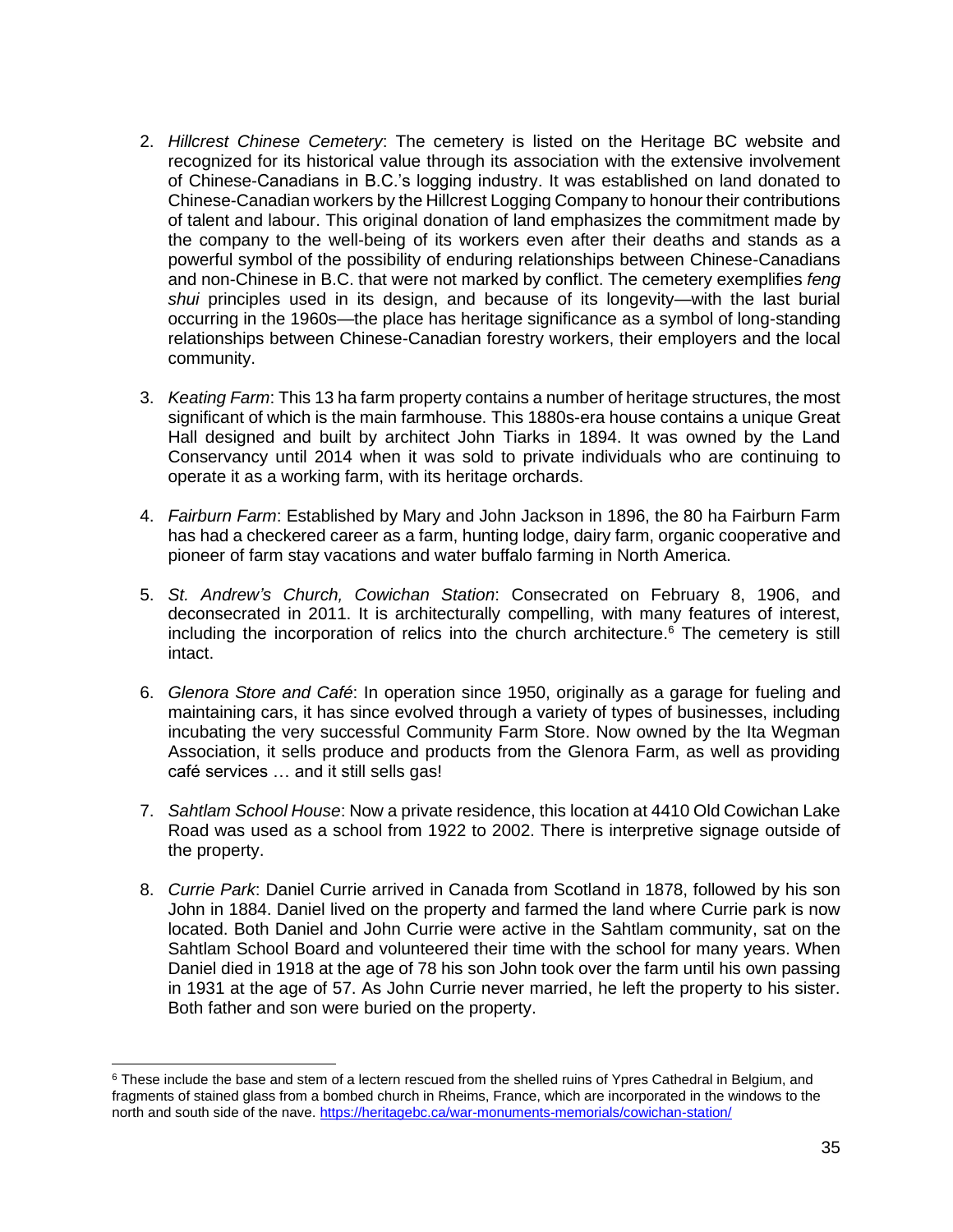2. *Hillcrest Chinese Cemetery*: The cemetery is listed on the Heritage BC website and recognized for its historical value through its association with the extensive involvement of Chinese-Canadians in B.C.'s logging industry. It was established on land donated to Chinese-Canadian workers by the Hillcrest Logging Company to honour their contributions of talent and labour. This original donation of land emphasizes the commitment made by the company to the well-being of its workers even after their deaths and stands as a powerful symbol of the possibility of enduring relationships between Chinese-Canadians and non-Chinese in B.C. that were not marked by conflict. The cemetery exemplifies *feng shui* principles used in its design, and because of its longevity—with the last burial occurring in the 1960s—the place has heritage significance as a symbol of long-standing relationships between Chinese-Canadian forestry workers, their employers and the local community.

3. *Keating Farm*: This 13 ha farm property contains a number of heritage structures, the most significant of which is the main farmhouse. This 1880s-era house contains a unique Great Hall designed and built by architect John Tiarks in 1894. It was owned by the Land Conservancy until 2014 when it was sold to private individuals who are continuing to operate it as a working farm, with its heritage orchards.

4. *Fairburn Farm*: Established by Mary and John Jackson in 1896, the 80 ha Fairburn Farm has had a checkered career as a farm, hunting lodge, dairy farm, organic cooperative and pioneer of farm stay vacations and water buffalo farming in North America.

5. *St. Andrew's Church, Cowichan Station*: Consecrated on February 8, 1906, and deconsecrated in 2011. It is architecturally compelling, with many features of interest, including the incorporation of relics into the church architecture.[6] The cemetery is still intact.

6. *Glenora Store and Café*: In operation since 1950, originally as a garage for fueling and maintaining cars, it has since evolved through a variety of types of businesses, including incubating the very successful Community Farm Store. Now owned by the Ita Wegman Association, it sells produce and products from the Glenora Farm, as well as providing café services … and it still sells gas!

7. *Sahtlam School House*: Now a private residence, this location at 4410 Old Cowichan Lake Road was used as a school from 1922 to 2002. There is interpretive signage outside of the property.

8. *Currie Park*: Daniel Currie arrived in Canada from Scotland in 1878, followed by his son John in 1884. Daniel lived on the property and farmed the land where Currie park is now located. Both Daniel and John Currie were active in the Sahtlam community, sat on the Sahtlam School Board and volunteered their time with the school for many years. When Daniel died in 1918 at the age of 78 his son John took over the farm until his own passing in 1931 at the age of 57. As John Currie never married, he left the property to his sister. Both father and son were buried on the property.

---

[6] These include the base and stem of a lectern rescued from the shelled ruins of Ypres Cathedral in Belgium, and fragments of stained glass from a bombed church in Rheims, France, which are incorporated in the windows to the north and south side of the nave. https://heritagebc.ca/war-monuments-memorials/cowichan-station/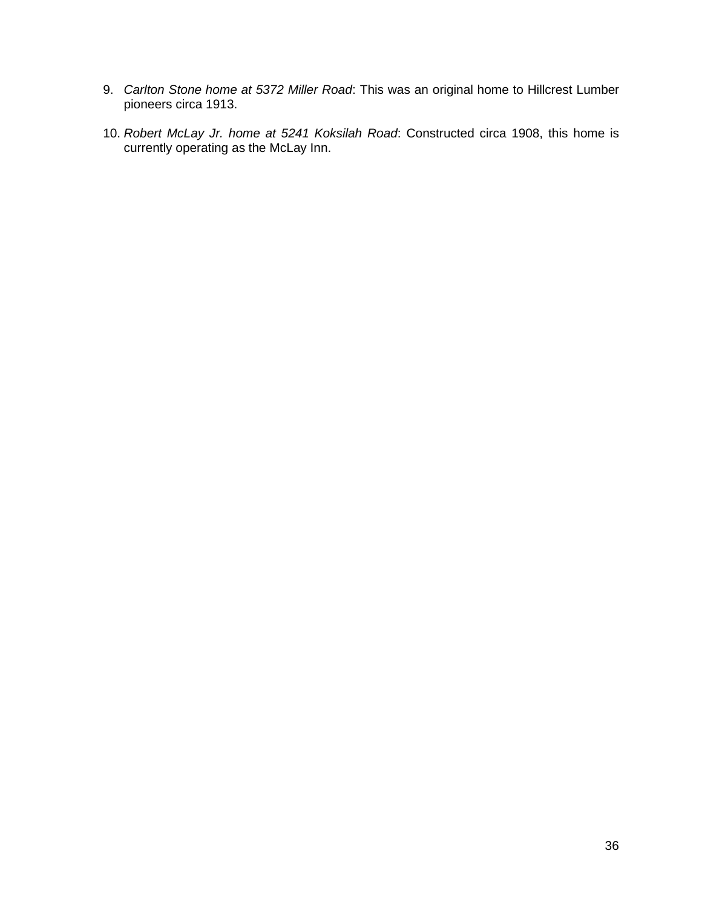9. *Carlton Stone home at 5372 Miller Road*: This was an original home to Hillcrest Lumber pioneers circa 1913.

10. *Robert McLay Jr. home at 5241 Koksilah Road*: Constructed circa 1908, this home is currently operating as the McLay Inn.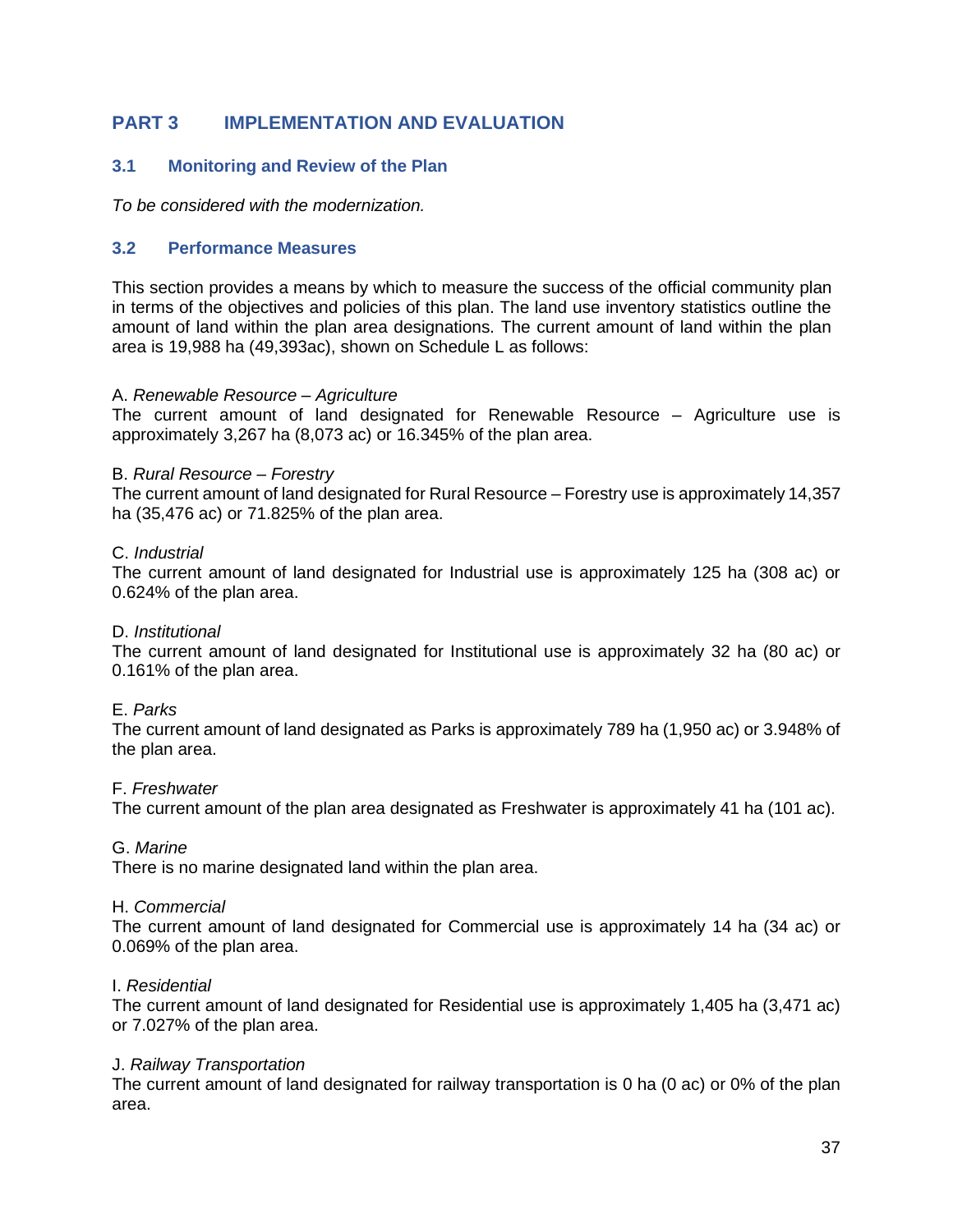# PART 3 IMPLEMENTATION AND EVALUATION

## 3.1 Monitoring and Review of the Plan

*To be considered with the modernization.*

## 3.2 Performance Measures

This section provides a means by which to measure the success of the official community plan in terms of the objectives and policies of this plan. The land use inventory statistics outline the amount of land within the plan area designations. The current amount of land within the plan area is 19,988 ha (49,393ac), shown on Schedule L as follows:

A. *Renewable Resource – Agriculture*
The current amount of land designated for Renewable Resource – Agriculture use is approximately 3,267 ha (8,073 ac) or 16.345% of the plan area.

B. *Rural Resource – Forestry*
The current amount of land designated for Rural Resource – Forestry use is approximately 14,357 ha (35,476 ac) or 71.825% of the plan area.

C. *Industrial*
The current amount of land designated for Industrial use is approximately 125 ha (308 ac) or 0.624% of the plan area.

D. *Institutional*
The current amount of land designated for Institutional use is approximately 32 ha (80 ac) or 0.161% of the plan area.

E. *Parks*
The current amount of land designated as Parks is approximately 789 ha (1,950 ac) or 3.948% of the plan area.

F. *Freshwater*
The current amount of the plan area designated as Freshwater is approximately 41 ha (101 ac).

G. *Marine*
There is no marine designated land within the plan area.

H. *Commercial*
The current amount of land designated for Commercial use is approximately 14 ha (34 ac) or 0.069% of the plan area.

I. *Residential*
The current amount of land designated for Residential use is approximately 1,405 ha (3,471 ac) or 7.027% of the plan area.

J. *Railway Transportation*
The current amount of land designated for railway transportation is 0 ha (0 ac) or 0% of the plan area.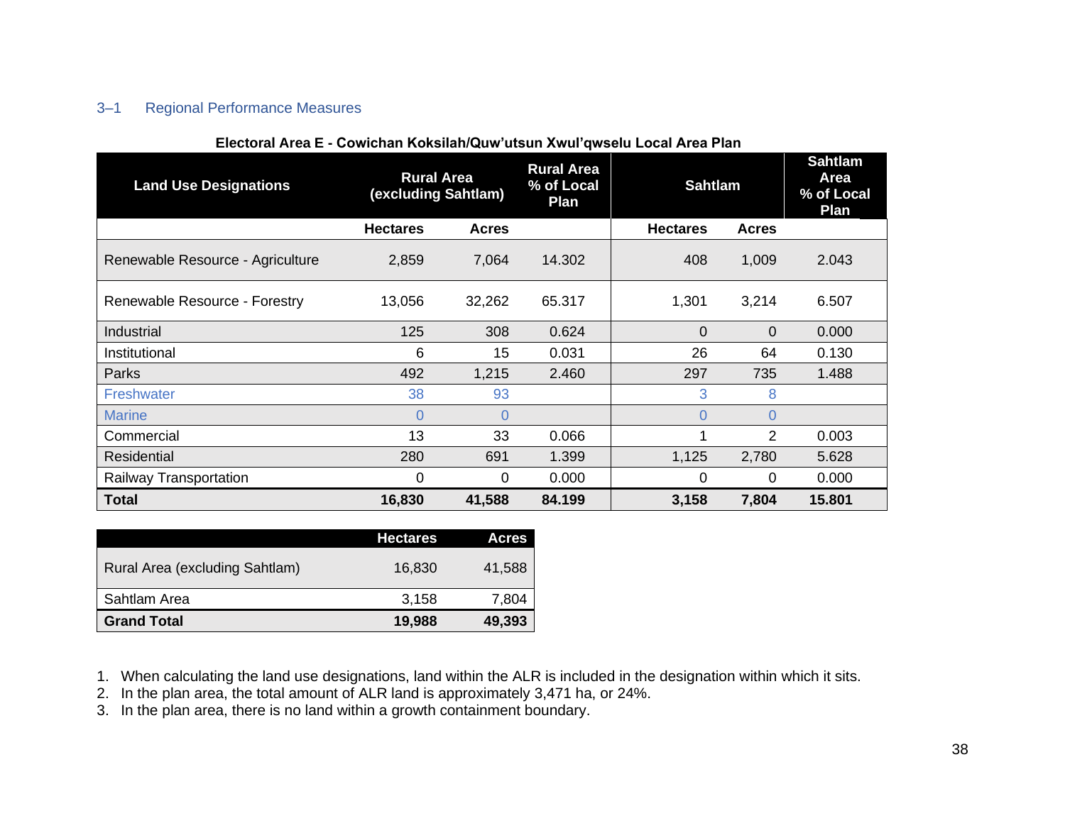## 3–1 Regional Performance Measures

**Electoral Area E - Cowichan Koksilah/Quw'utsun Xwul'qwselu Local Area Plan**

| Land Use Designations | Rural Area (excluding Sahtlam) | | Rural Area % of Local Plan | Sahtlam | | Sahtlam Area % of Local Plan |
|---|---|---|---|---|---|---|
| | **Hectares** | **Acres** | | **Hectares** | **Acres** | |
| Renewable Resource - Agriculture | 2,859 | 7,064 | 14.302 | 408 | 1,009 | 2.043 |
| Renewable Resource - Forestry | 13,056 | 32,262 | 65.317 | 1,301 | 3,214 | 6.507 |
| Industrial | 125 | 308 | 0.624 | 0 | 0 | 0.000 |
| Institutional | 6 | 15 | 0.031 | 26 | 64 | 0.130 |
| Parks | 492 | 1,215 | 2.460 | 297 | 735 | 1.488 |
| Freshwater | 38 | 93 | | 3 | 8 | |
| Marine | 0 | 0 | | 0 | 0 | |
| Commercial | 13 | 33 | 0.066 | 1 | 2 | 0.003 |
| Residential | 280 | 691 | 1.399 | 1,125 | 2,780 | 5.628 |
| Railway Transportation | 0 | 0 | 0.000 | 0 | 0 | 0.000 |
| **Total** | **16,830** | **41,588** | **84.199** | **3,158** | **7,804** | **15.801** |

| | Hectares | Acres |
|---|---|---|
| Rural Area (excluding Sahtlam) | 16,830 | 41,588 |
| Sahtlam Area | 3,158 | 7,804 |
| **Grand Total** | **19,988** | **49,393** |

1. When calculating the land use designations, land within the ALR is included in the designation within which it sits.
2. In the plan area, the total amount of ALR land is approximately 3,471 ha, or 24%.
3. In the plan area, there is no land within a growth containment boundary.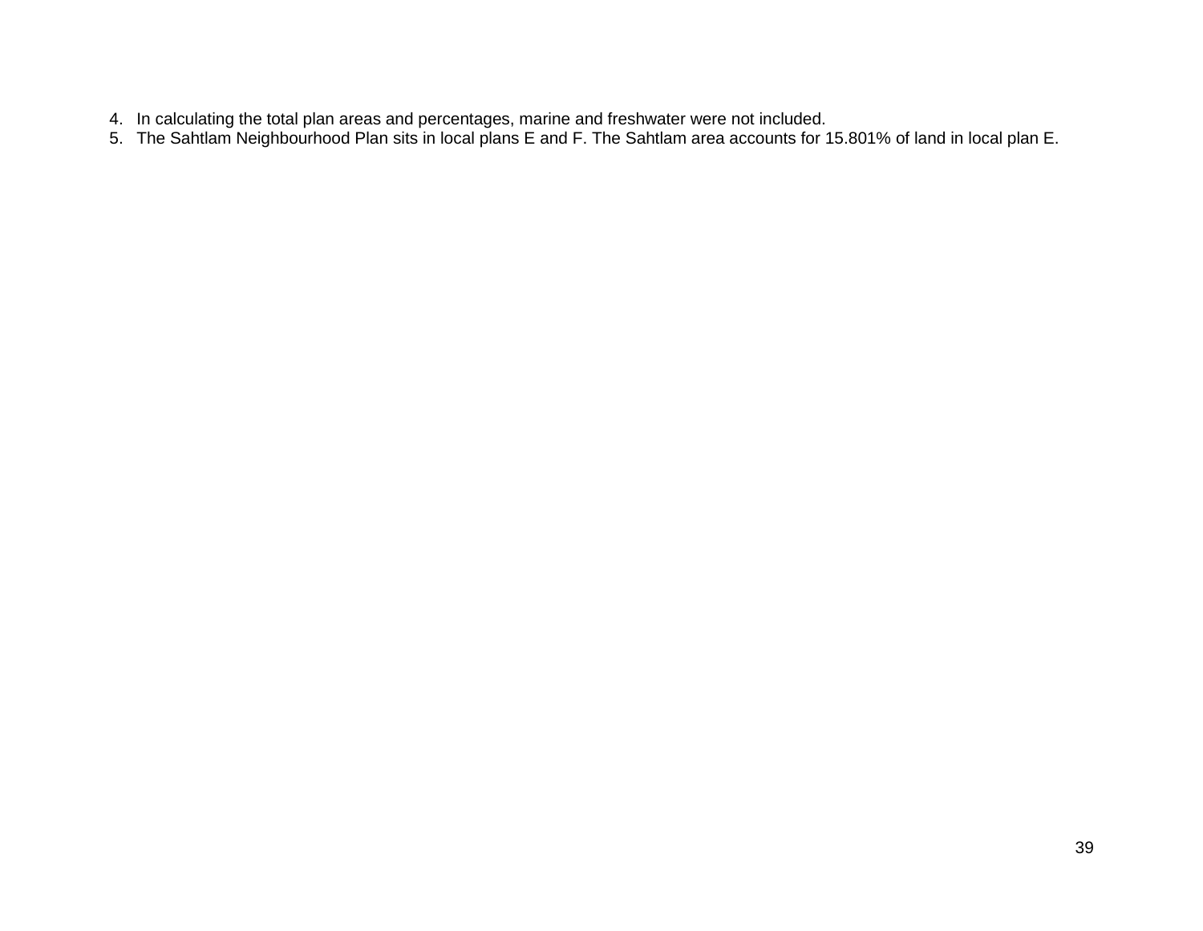4. In calculating the total plan areas and percentages, marine and freshwater were not included.
5. The Sahtlam Neighbourhood Plan sits in local plans E and F. The Sahtlam area accounts for 15.801% of land in local plan E.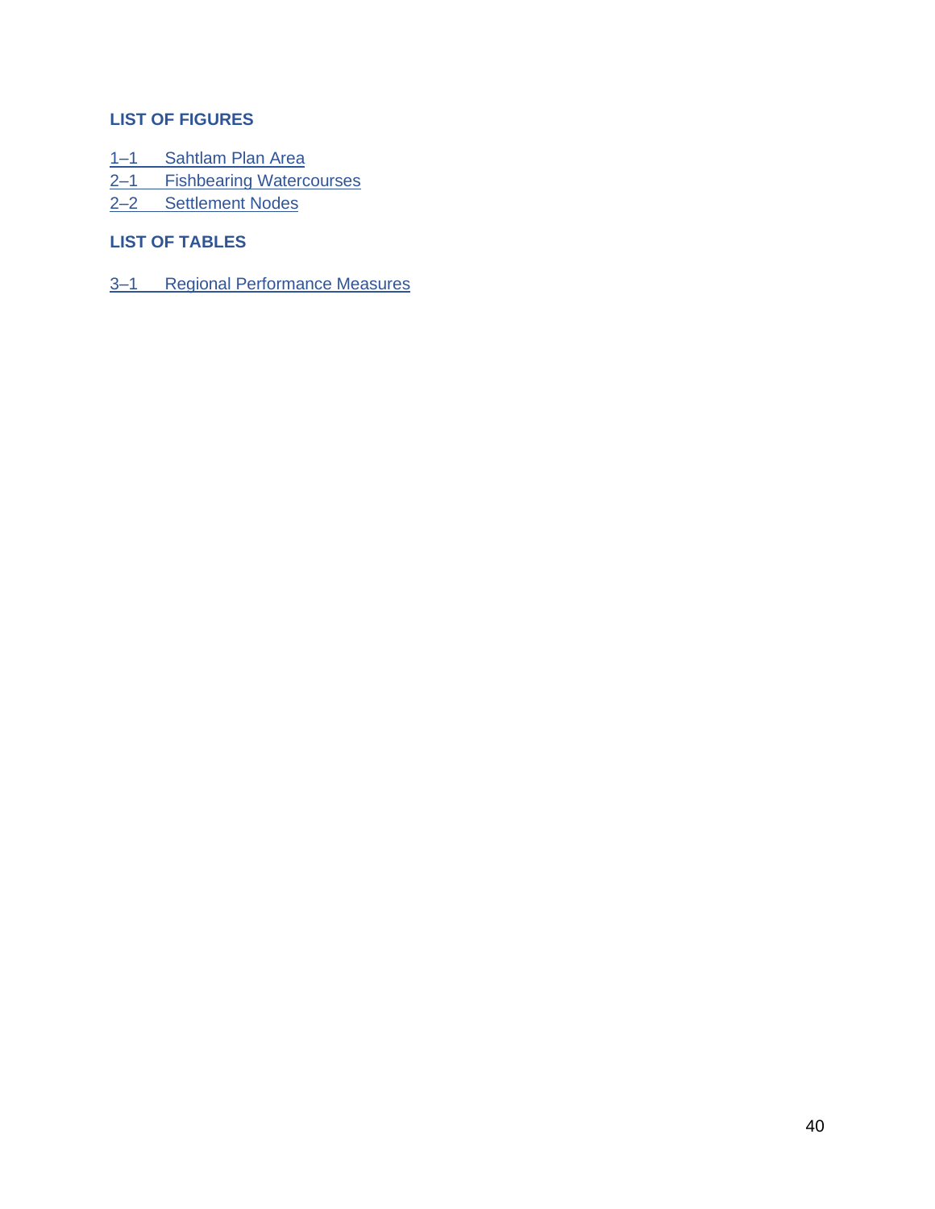## LIST OF FIGURES

1–1 Sahtlam Plan Area
2–1 Fishbearing Watercourses
2–2 Settlement Nodes

## LIST OF TABLES

3–1 Regional Performance Measures